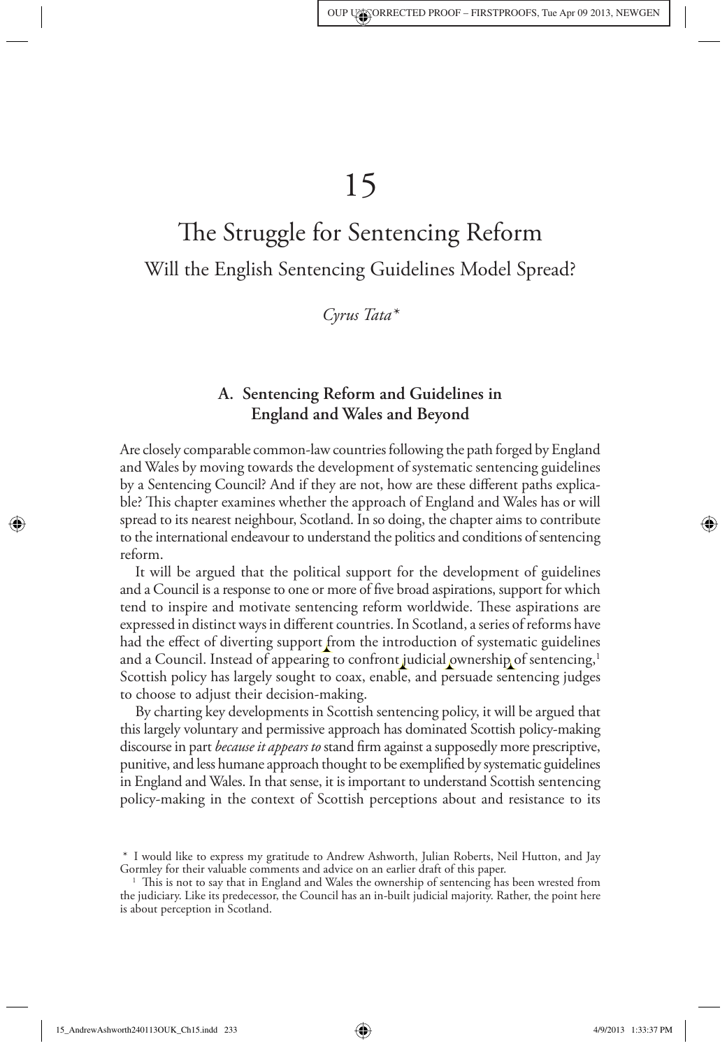# 15

# The Struggle for Sentencing Reform

## Will the English Sentencing Guidelines Model Spread?

*Cyrus Tata**

### A. Sentencing Reform and Guidelines in England and Wales and Beyond

Are closely comparable common-law countries following the path forged by England and Wales by moving towards the development of systematic sentencing guidelines by a Sentencing Council? And if they are not, how are these different paths explicable? This chapter examines whether the approach of England and Wales has or will spread to its nearest neighbour, Scotland. In so doing, the chapter aims to contribute to the international endeavour to understand the politics and conditions of sentencing reform.

It will be argued that the political support for the development of guidelines and a Council is a response to one or more of five broad aspirations, support for which tend to inspire and motivate sentencing reform worldwide. These aspirations are expressed in distinct ways in different countries. In Scotland, a series of reforms have had the effect of diverting support from the introduction of systematic guidelines and a Council. Instead of appearing to confront judicial ownership of sentencing,[1] Scottish policy has largely sought to coax, enable, and persuade sentencing judges to choose to adjust their decision-making.

By charting key developments in Scottish sentencing policy, it will be argued that this largely voluntary and permissive approach has dominated Scottish policy-making discourse in part *because it appears to* stand firm against a supposedly more prescriptive, punitive, and less humane approach thought to be exemplified by systematic guidelines in England and Wales. In that sense, it is important to understand Scottish sentencing policy-making in the context of Scottish perceptions about and resistance to its

---

* I would like to express my gratitude to Andrew Ashworth, Julian Roberts, Neil Hutton, and Jay Gormley for their valuable comments and advice on an earlier draft of this paper.

[1] This is not to say that in England and Wales the ownership of sentencing has been wrested from the judiciary. Like its predecessor, the Council has an in-built judicial majority. Rather, the point here is about perception in Scotland.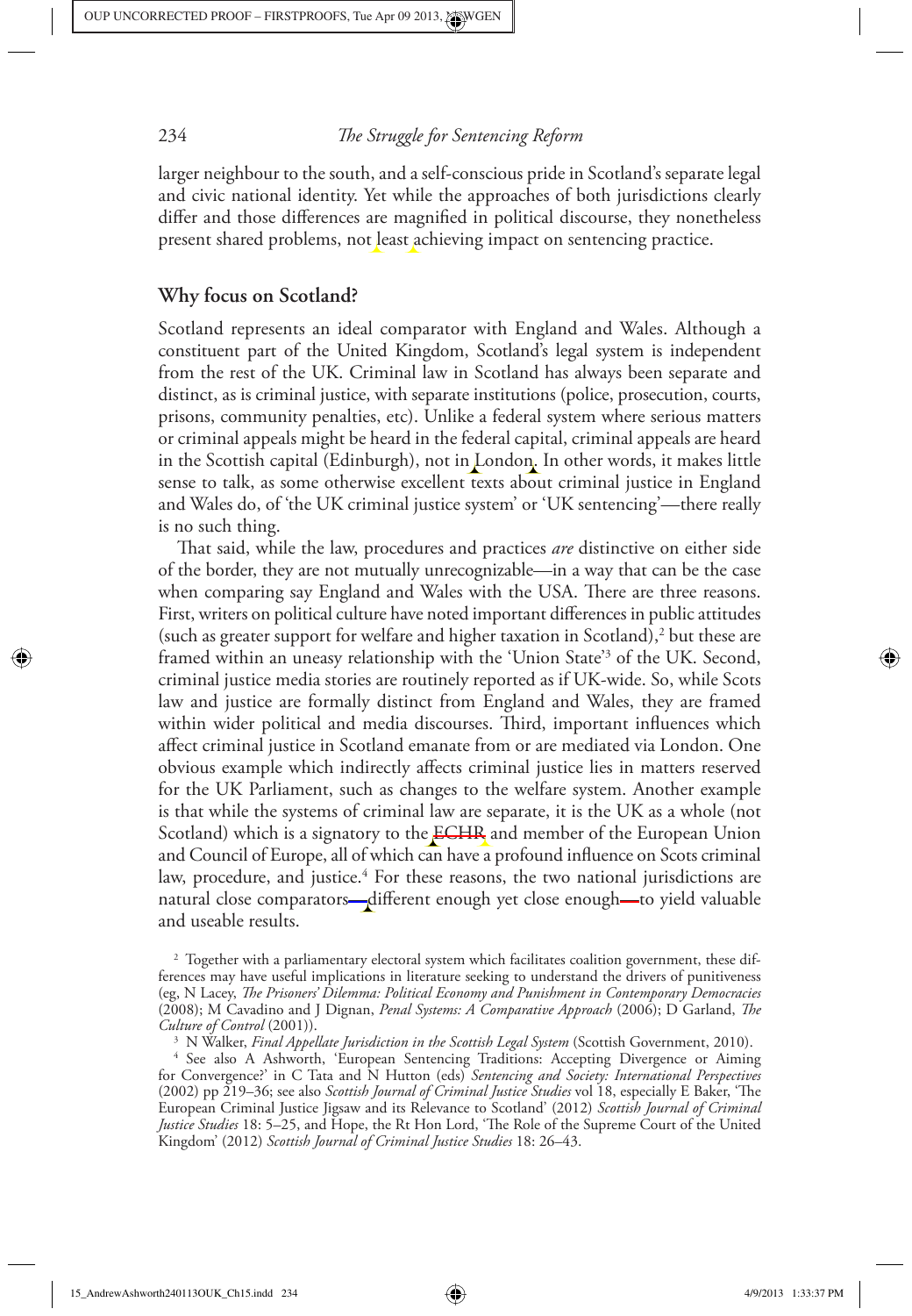larger neighbour to the south, and a self-conscious pride in Scotland's separate legal and civic national identity. Yet while the approaches of both jurisdictions clearly differ and those differences are magnified in political discourse, they nonetheless present shared problems, not least achieving impact on sentencing practice.

## Why focus on Scotland?

Scotland represents an ideal comparator with England and Wales. Although a constituent part of the United Kingdom, Scotland's legal system is independent from the rest of the UK. Criminal law in Scotland has always been separate and distinct, as is criminal justice, with separate institutions (police, prosecution, courts, prisons, community penalties, etc). Unlike a federal system where serious matters or criminal appeals might be heard in the federal capital, criminal appeals are heard in the Scottish capital (Edinburgh), not in London. In other words, it makes little sense to talk, as some otherwise excellent texts about criminal justice in England and Wales do, of 'the UK criminal justice system' or 'UK sentencing'—there really is no such thing.

That said, while the law, procedures and practices *are* distinctive on either side of the border, they are not mutually unrecognizable—in a way that can be the case when comparing say England and Wales with the USA. There are three reasons. First, writers on political culture have noted important differences in public attitudes (such as greater support for welfare and higher taxation in Scotland),[2] but these are framed within an uneasy relationship with the 'Union State'[3] of the UK. Second, criminal justice media stories are routinely reported as if UK-wide. So, while Scots law and justice are formally distinct from England and Wales, they are framed within wider political and media discourses. Third, important influences which affect criminal justice in Scotland emanate from or are mediated via London. One obvious example which indirectly affects criminal justice lies in matters reserved for the UK Parliament, such as changes to the welfare system. Another example is that while the systems of criminal law are separate, it is the UK as a whole (not Scotland) which is a signatory to the ECHR and member of the European Union and Council of Europe, all of which can have a profound influence on Scots criminal law, procedure, and justice.[4] For these reasons, the two national jurisdictions are natural close comparators—different enough yet close enough—to yield valuable and useable results.

[2] Together with a parliamentary electoral system which facilitates coalition government, these differences may have useful implications in literature seeking to understand the drivers of punitiveness (eg, N Lacey, *The Prisoners' Dilemma: Political Economy and Punishment in Contemporary Democracies* (2008); M Cavadino and J Dignan, *Penal Systems: A Comparative Approach* (2006); D Garland, *The Culture of Control* (2001)).

[3] N Walker, *Final Appellate Jurisdiction in the Scottish Legal System* (Scottish Government, 2010).

[4] See also A Ashworth, 'European Sentencing Traditions: Accepting Divergence or Aiming for Convergence?' in C Tata and N Hutton (eds) *Sentencing and Society: International Perspectives* (2002) pp 219–36; see also *Scottish Journal of Criminal Justice Studies* vol 18, especially E Baker, 'The European Criminal Justice Jigsaw and its Relevance to Scotland' (2012) *Scottish Journal of Criminal Justice Studies* 18: 5–25, and Hope, the Rt Hon Lord, 'The Role of the Supreme Court of the United Kingdom' (2012) *Scottish Journal of Criminal Justice Studies* 18: 26–43.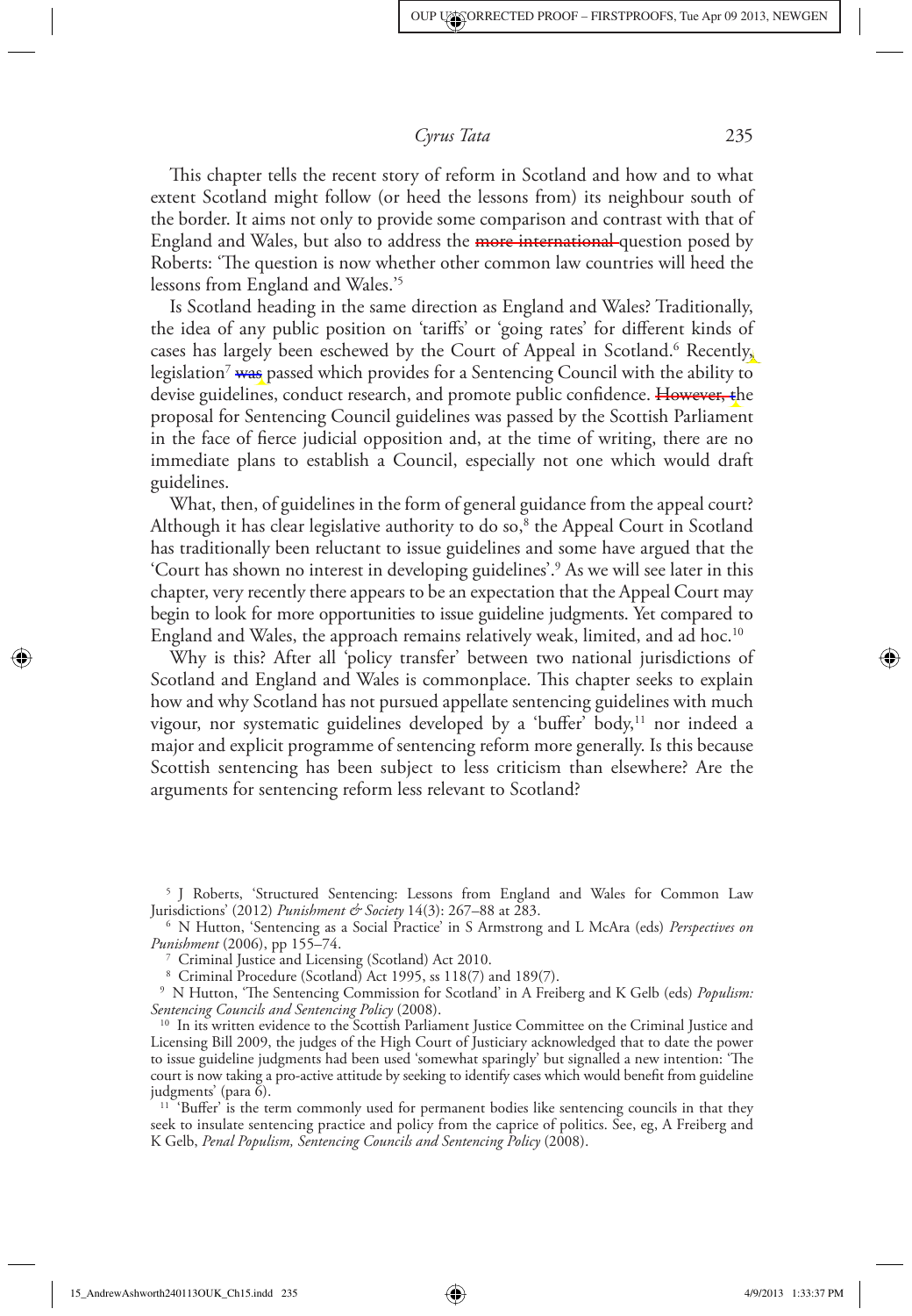This chapter tells the recent story of reform in Scotland and how and to what extent Scotland might follow (or heed the lessons from) its neighbour south of the border. It aims not only to provide some comparison and contrast with that of England and Wales, but also to address the more international question posed by Roberts: 'The question is now whether other common law countries will heed the lessons from England and Wales.'[5]

Is Scotland heading in the same direction as England and Wales? Traditionally, the idea of any public position on 'tariffs' or 'going rates' for different kinds of cases has largely been eschewed by the Court of Appeal in Scotland.[6] Recently legislation[7] was passed which provides for a Sentencing Council with the ability to devise guidelines, conduct research, and promote public confidence. However, the proposal for Sentencing Council guidelines was passed by the Scottish Parliament in the face of fierce judicial opposition and, at the time of writing, there are no immediate plans to establish a Council, especially not one which would draft guidelines.

What, then, of guidelines in the form of general guidance from the appeal court? Although it has clear legislative authority to do so,[8] the Appeal Court in Scotland has traditionally been reluctant to issue guidelines and some have argued that the 'Court has shown no interest in developing guidelines'.[9] As we will see later in this chapter, very recently there appears to be an expectation that the Appeal Court may begin to look for more opportunities to issue guideline judgments. Yet compared to England and Wales, the approach remains relatively weak, limited, and ad hoc.[10]

Why is this? After all 'policy transfer' between two national jurisdictions of Scotland and England and Wales is commonplace. This chapter seeks to explain how and why Scotland has not pursued appellate sentencing guidelines with much vigour, nor systematic guidelines developed by a 'buffer' body,[11] nor indeed a major and explicit programme of sentencing reform more generally. Is this because Scottish sentencing has been subject to less criticism than elsewhere? Are the arguments for sentencing reform less relevant to Scotland?

---

[5] J Roberts, 'Structured Sentencing: Lessons from England and Wales for Common Law Jurisdictions' (2012) *Punishment & Society* 14(3): 267–88 at 283.

[6] N Hutton, 'Sentencing as a Social Practice' in S Armstrong and L McAra (eds) *Perspectives on Punishment* (2006), pp 155–74.

[7] Criminal Justice and Licensing (Scotland) Act 2010.

[8] Criminal Procedure (Scotland) Act 1995, ss 118(7) and 189(7).

[9] N Hutton, 'The Sentencing Commission for Scotland' in A Freiberg and K Gelb (eds) *Populism: Sentencing Councils and Sentencing Policy* (2008).

[10] In its written evidence to the Scottish Parliament Justice Committee on the Criminal Justice and Licensing Bill 2009, the judges of the High Court of Justiciary acknowledged that to date the power to issue guideline judgments had been used 'somewhat sparingly' but signalled a new intention: 'The court is now taking a pro-active attitude by seeking to identify cases which would benefit from guideline judgments' (para 6).

[11] 'Buffer' is the term commonly used for permanent bodies like sentencing councils in that they seek to insulate sentencing practice and policy from the caprice of politics. See, eg, A Freiberg and K Gelb, *Penal Populism, Sentencing Councils and Sentencing Policy* (2008).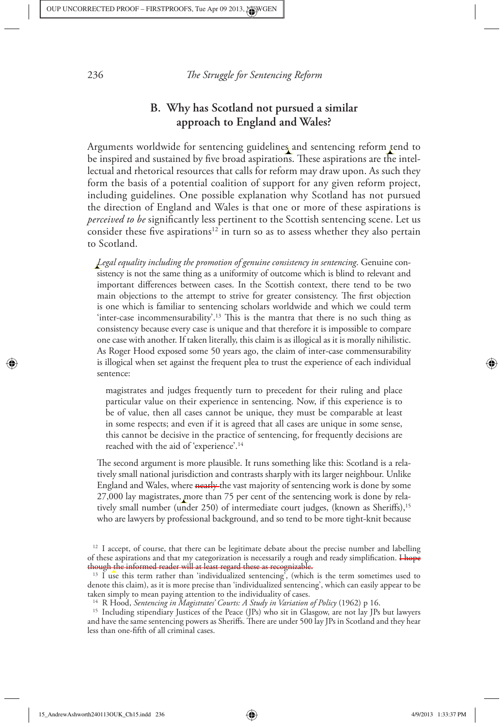## B. Why has Scotland not pursued a similar approach to England and Wales?

Arguments worldwide for sentencing guidelines and sentencing reform tend to be inspired and sustained by five broad aspirations. These aspirations are the intellectual and rhetorical resources that calls for reform may draw upon. As such they form the basis of a potential coalition of support for any given reform project, including guidelines. One possible explanation why Scotland has not pursued the direction of England and Wales is that one or more of these aspirations is *perceived to be* significantly less pertinent to the Scottish sentencing scene. Let us consider these five aspirations[12] in turn so as to assess whether they also pertain to Scotland.

> *Legal equality including the promotion of genuine consistency in sentencing*. Genuine consistency is not the same thing as a uniformity of outcome which is blind to relevant and important differences between cases. In the Scottish context, there tend to be two main objections to the attempt to strive for greater consistency. The first objection is one which is familiar to sentencing scholars worldwide and which we could term 'inter-case incommensurability'.[13] This is the mantra that there is no such thing as consistency because every case is unique and that therefore it is impossible to compare one case with another. If taken literally, this claim is as illogical as it is morally nihilistic. As Roger Hood exposed some 50 years ago, the claim of inter-case commensurability is illogical when set against the frequent plea to trust the experience of each individual sentence:
>
> > magistrates and judges frequently turn to precedent for their ruling and place particular value on their experience in sentencing. Now, if this experience is to be of value, then all cases cannot be unique, they must be comparable at least in some respects; and even if it is agreed that all cases are unique in some sense, this cannot be decisive in the practice of sentencing, for frequently decisions are reached with the aid of 'experience'.[14]
>
> The second argument is more plausible. It runs something like this: Scotland is a relatively small national jurisdiction and contrasts sharply with its larger neighbour. Unlike England and Wales, where ~~nearly~~ the vast majority of sentencing work is done by some 27,000 lay magistrates, more than 75 per cent of the sentencing work is done by relatively small number (under 250) of intermediate court judges, (known as Sheriffs),[15] who are lawyers by professional background, and so tend to be more tight-knit because

[12] I accept, of course, that there can be legitimate debate about the precise number and labelling of these aspirations and that my categorization is necessarily a rough and ready simplification. ~~I hope though the informed reader will at least regard these as recognizable.~~

[13] I use this term rather than 'individualized sentencing', (which is the term sometimes used to denote this claim), as it is more precise than 'individualized sentencing', which can easily appear to be taken simply to mean paying attention to the individuality of cases.

[14] R Hood, *Sentencing in Magistrates' Courts: A Study in Variation of Policy* (1962) p 16.

[15] Including stipendiary Justices of the Peace (JPs) who sit in Glasgow, are not lay JPs but lawyers and have the same sentencing powers as Sheriffs. There are under 500 lay JPs in Scotland and they hear less than one-fifth of all criminal cases.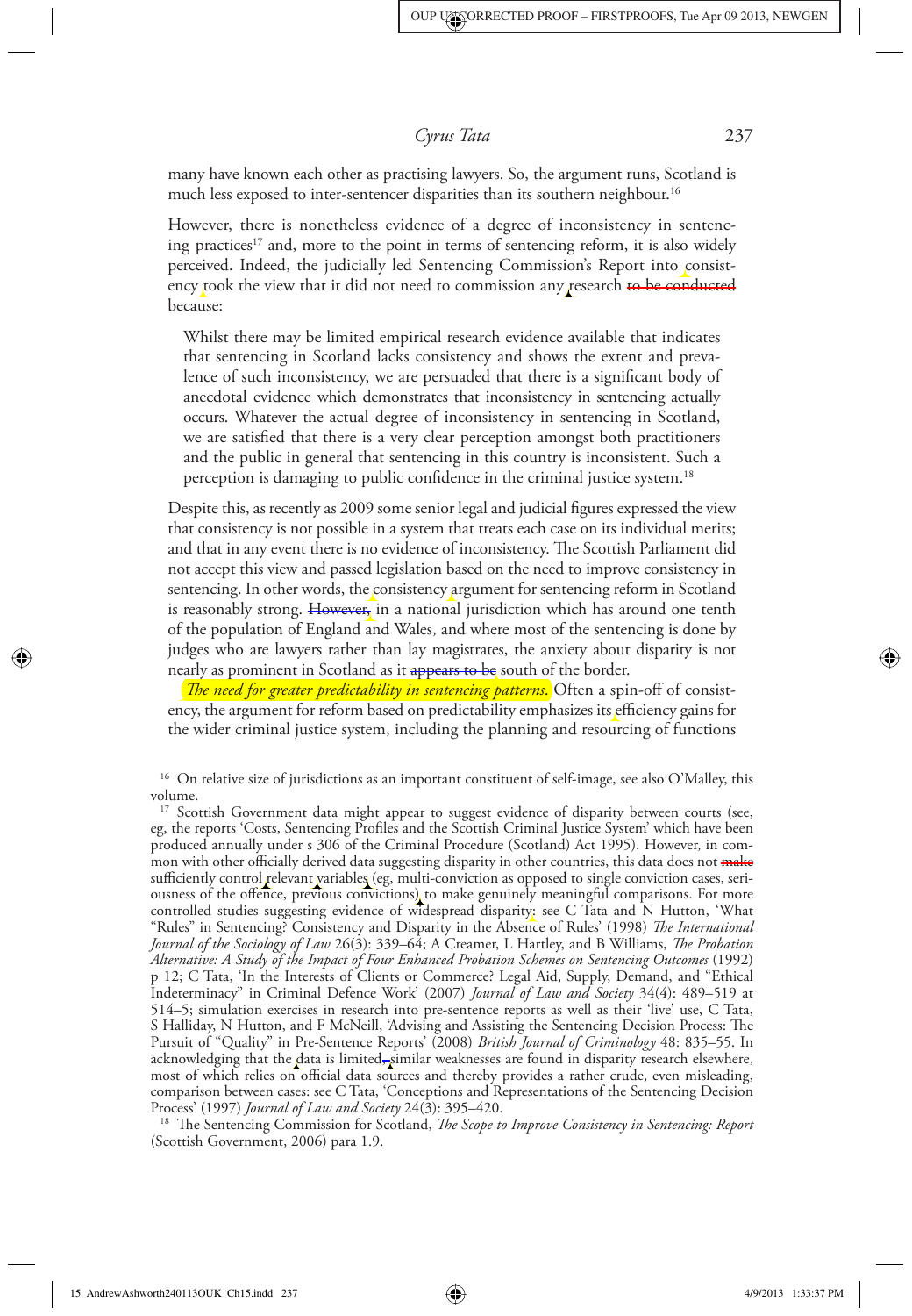many have known each other as practising lawyers. So, the argument runs, Scotland is much less exposed to inter-sentencer disparities than its southern neighbour.[16]

However, there is nonetheless evidence of a degree of inconsistency in sentencing practices[17] and, more to the point in terms of sentencing reform, it is also widely perceived. Indeed, the judicially led Sentencing Commission's Report into consistency took the view that it did not need to commission any research ~~to be conducted~~ because:

> Whilst there may be limited empirical research evidence available that indicates that sentencing in Scotland lacks consistency and shows the extent and prevalence of such inconsistency, we are persuaded that there is a significant body of anecdotal evidence which demonstrates that inconsistency in sentencing actually occurs. Whatever the actual degree of inconsistency in sentencing in Scotland, we are satisfied that there is a very clear perception amongst both practitioners and the public in general that sentencing in this country is inconsistent. Such a perception is damaging to public confidence in the criminal justice system.[18]

Despite this, as recently as 2009 some senior legal and judicial figures expressed the view that consistency is not possible in a system that treats each case on its individual merits; and that in any event there is no evidence of inconsistency. The Scottish Parliament did not accept this view and passed legislation based on the need to improve consistency in sentencing. In other words, the consistency argument for sentencing reform in Scotland is reasonably strong. ~~However,~~ in a national jurisdiction which has around one tenth of the population of England and Wales, and where most of the sentencing is done by judges who are lawyers rather than lay magistrates, the anxiety about disparity is not nearly as prominent in Scotland as it ~~appears to be~~ south of the border.

*The need for greater predictability in sentencing patterns.* Often a spin-off of consistency, the argument for reform based on predictability emphasizes its efficiency gains for the wider criminal justice system, including the planning and resourcing of functions

[16] On relative size of jurisdictions as an important constituent of self-image, see also O'Malley, this volume.

[17] Scottish Government data might appear to suggest evidence of disparity between courts (see, eg, the reports 'Costs, Sentencing Profiles and the Scottish Criminal Justice System' which have been produced annually under s 306 of the Criminal Procedure (Scotland) Act 1995). However, in common with other officially derived data suggesting disparity in other countries, this data does not ~~make~~ sufficiently control relevant variables (eg, multi-conviction as opposed to single conviction cases, seriousness of the offence, previous convictions) to make genuinely meaningful comparisons. For more controlled studies suggesting evidence of widespread disparity: see C Tata and N Hutton, 'What "Rules" in Sentencing? Consistency and Disparity in the Absence of Rules' (1998) *The International Journal of the Sociology of Law* 26(3): 339–64; A Creamer, L Hartley, and B Williams, *The Probation Alternative: A Study of the Impact of Four Enhanced Probation Schemes on Sentencing Outcomes* (1992) p 12; C Tata, 'In the Interests of Clients or Commerce? Legal Aid, Supply, Demand, and "Ethical Indeterminacy" in Criminal Defence Work' (2007) *Journal of Law and Society* 34(4): 489–519 at 514–5; simulation exercises in research into pre-sentence reports as well as their 'live' use, C Tata, S Halliday, N Hutton, and F McNeill, 'Advising and Assisting the Sentencing Decision Process: The Pursuit of "Quality" in Pre-Sentence Reports' (2008) *British Journal of Criminology* 48: 835–55. In acknowledging that the data is limited—similar weaknesses are found in disparity research elsewhere, most of which relies on official data sources and thereby provides a rather crude, even misleading, comparison between cases: see C Tata, 'Conceptions and Representations of the Sentencing Decision Process' (1997) *Journal of Law and Society* 24(3): 395–420.

[18] The Sentencing Commission for Scotland, *The Scope to Improve Consistency in Sentencing: Report* (Scottish Government, 2006) para 1.9.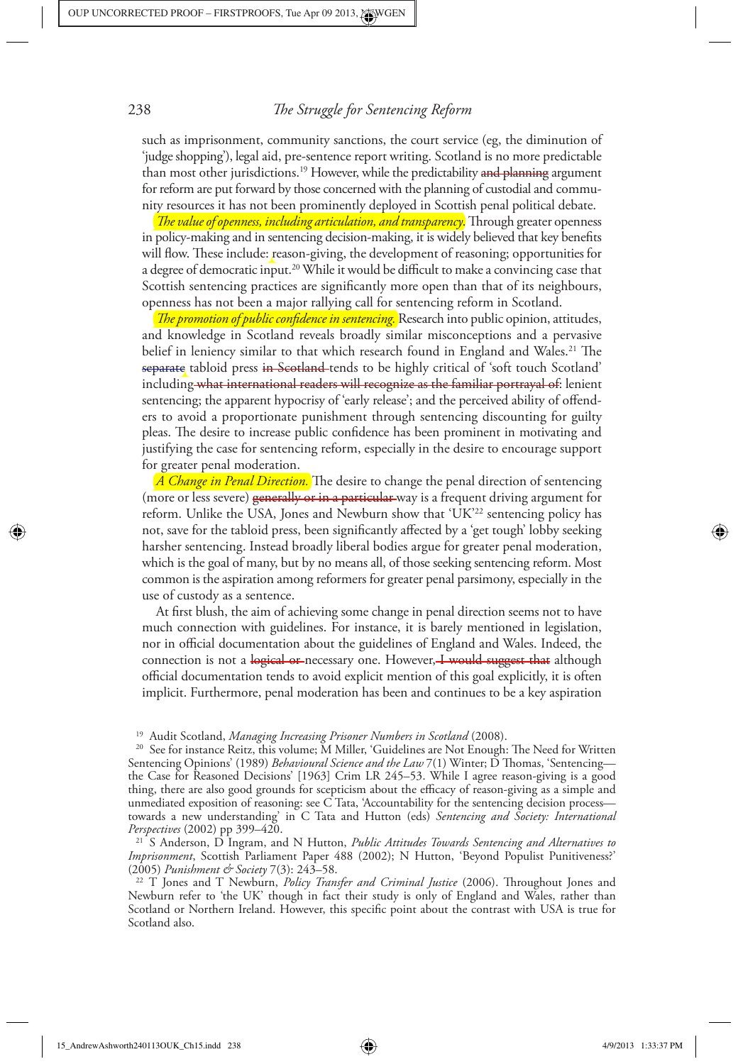such as imprisonment, community sanctions, the court service (eg, the diminution of 'judge shopping'), legal aid, pre-sentence report writing. Scotland is no more predictable than most other jurisdictions.[19] However, while the predictability ~~and planning~~ argument for reform are put forward by those concerned with the planning of custodial and community resources it has not been prominently deployed in Scottish penal political debate.

*The value of openness, including articulation, and transparency.* Through greater openness in policy-making and in sentencing decision-making, it is widely believed that key benefits will flow. These include: reason-giving, the development of reasoning; opportunities for a degree of democratic input.[20] While it would be difficult to make a convincing case that Scottish sentencing practices are significantly more open than that of its neighbours, openness has not been a major rallying call for sentencing reform in Scotland.

*The promotion of public confidence in sentencing.* Research into public opinion, attitudes, and knowledge in Scotland reveals broadly similar misconceptions and a pervasive belief in leniency similar to that which research found in England and Wales.[21] The ~~separate~~ tabloid press ~~in Scotland~~ tends to be highly critical of 'soft touch Scotland' including ~~what international readers will recognize as the familiar portrayal of~~: lenient sentencing; the apparent hypocrisy of 'early release'; and the perceived ability of offenders to avoid a proportionate punishment through sentencing discounting for guilty pleas. The desire to increase public confidence has been prominent in motivating and justifying the case for sentencing reform, especially in the desire to encourage support for greater penal moderation.

*A Change in Penal Direction.* The desire to change the penal direction of sentencing (more or less severe) ~~generally or in a particular~~ way is a frequent driving argument for reform. Unlike the USA, Jones and Newburn show that 'UK'[22] sentencing policy has not, save for the tabloid press, been significantly affected by a 'get tough' lobby seeking harsher sentencing. Instead broadly liberal bodies argue for greater penal moderation, which is the goal of many, but by no means all, of those seeking sentencing reform. Most common is the aspiration among reformers for greater penal parsimony, especially in the use of custody as a sentence.

At first blush, the aim of achieving some change in penal direction seems not to have much connection with guidelines. For instance, it is barely mentioned in legislation, nor in official documentation about the guidelines of England and Wales. Indeed, the connection is not a ~~logical or~~ necessary one. However, ~~I would suggest that~~ although official documentation tends to avoid explicit mention of this goal explicitly, it is often implicit. Furthermore, penal moderation has been and continues to be a key aspiration

---

[19] Audit Scotland, *Managing Increasing Prisoner Numbers in Scotland* (2008).

[20] See for instance Reitz, this volume; M Miller, 'Guidelines are Not Enough: The Need for Written Sentencing Opinions' (1989) *Behavioural Science and the Law* 7(1) Winter; D Thomas, 'Sentencing—the Case for Reasoned Decisions' [1963] Crim LR 245–53. While I agree reason-giving is a good thing, there are also good grounds for scepticism about the efficacy of reason-giving as a simple and unmediated exposition of reasoning: see C Tata, 'Accountability for the sentencing decision process—towards a new understanding' in C Tata and Hutton (eds) *Sentencing and Society: International Perspectives* (2002) pp 399–420.

[21] S Anderson, D Ingram, and N Hutton, *Public Attitudes Towards Sentencing and Alternatives to Imprisonment*, Scottish Parliament Paper 488 (2002); N Hutton, 'Beyond Populist Punitiveness?' (2005) *Punishment & Society* 7(3): 243–58.

[22] T Jones and T Newburn, *Policy Transfer and Criminal Justice* (2006). Throughout Jones and Newburn refer to 'the UK' though in fact their study is only of England and Wales, rather than Scotland or Northern Ireland. However, this specific point about the contrast with USA is true for Scotland also.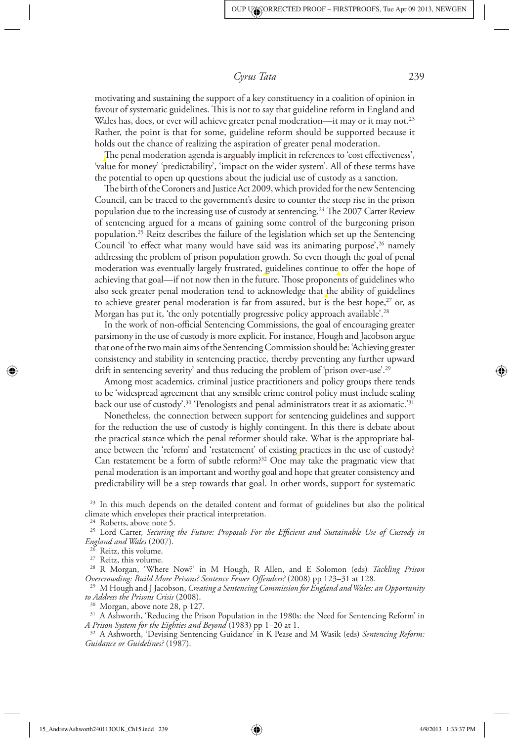motivating and sustaining the support of a key constituency in a coalition of opinion in favour of systematic guidelines. This is not to say that guideline reform in England and Wales has, does, or ever will achieve greater penal moderation—it may or it may not.[23] Rather, the point is that for some, guideline reform should be supported because it holds out the chance of realizing the aspiration of greater penal moderation.

The penal moderation agenda is ~~arguably~~ implicit in references to 'cost effectiveness', 'value for money' 'predictability', 'impact on the wider system'. All of these terms have the potential to open up questions about the judicial use of custody as a sanction.

The birth of the Coroners and Justice Act 2009, which provided for the new Sentencing Council, can be traced to the government's desire to counter the steep rise in the prison population due to the increasing use of custody at sentencing.[24] The 2007 Carter Review of sentencing argued for a means of gaining some control of the burgeoning prison population.[25] Reitz describes the failure of the legislation which set up the Sentencing Council 'to effect what many would have said was its animating purpose',[26] namely addressing the problem of prison population growth. So even though the goal of penal moderation was eventually largely frustrated, guidelines continue to offer the hope of achieving that goal—if not now then in the future. Those proponents of guidelines who also seek greater penal moderation tend to acknowledge that the ability of guidelines to achieve greater penal moderation is far from assured, but is the best hope,[27] or, as Morgan has put it, 'the only potentially progressive policy approach available'.[28]

In the work of non-official Sentencing Commissions, the goal of encouraging greater parsimony in the use of custody is more explicit. For instance, Hough and Jacobson argue that one of the two main aims of the Sentencing Commission should be: 'Achieving greater consistency and stability in sentencing practice, thereby preventing any further upward drift in sentencing severity' and thus reducing the problem of 'prison over-use'.[29]

Among most academics, criminal justice practitioners and policy groups there tends to be 'widespread agreement that any sensible crime control policy must include scaling back our use of custody'.[30] 'Penologists and penal administrators treat it as axiomatic.'[31]

Nonetheless, the connection between support for sentencing guidelines and support for the reduction the use of custody is highly contingent. In this there is debate about the practical stance which the penal reformer should take. What is the appropriate balance between the 'reform' and 'restatement' of existing practices in the use of custody? Can restatement be a form of subtle reform?[32] One may take the pragmatic view that penal moderation is an important and worthy goal and hope that greater consistency and predictability will be a step towards that goal. In other words, support for systematic

[23] In this much depends on the detailed content and format of guidelines but also the political climate which envelopes their practical interpretation.

[24] Roberts, above note 5.

[25] Lord Carter, *Securing the Future: Proposals For the Efficient and Sustainable Use of Custody in England and Wales* (2007).

[26] Reitz, this volume.

[27] Reitz, this volume.

[28] R Morgan, 'Where Now?' in M Hough, R Allen, and E Solomon (eds) *Tackling Prison Overcrowding: Build More Prisons? Sentence Fewer Offenders?* (2008) pp 123–31 at 128.

[29] M Hough and J Jacobson, *Creating a Sentencing Commission for England and Wales: an Opportunity to Address the Prisons Crisis* (2008).

[30] Morgan, above note 28, p 127.

[31] A Ashworth, 'Reducing the Prison Population in the 1980s: the Need for Sentencing Reform' in *A Prison System for the Eighties and Beyond* (1983) pp 1–20 at 1.

[32] A Ashworth, 'Devising Sentencing Guidance' in K Pease and M Wasik (eds) *Sentencing Reform: Guidance or Guidelines?* (1987).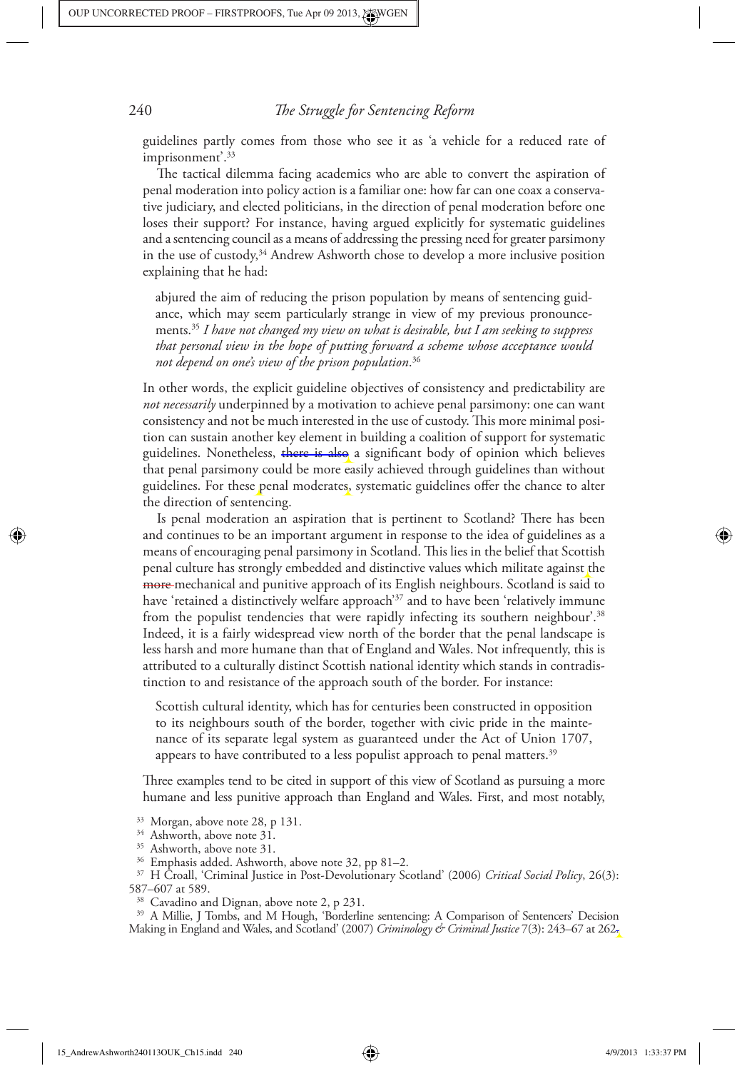guidelines partly comes from those who see it as 'a vehicle for a reduced rate of imprisonment'.[33]

The tactical dilemma facing academics who are able to convert the aspiration of penal moderation into policy action is a familiar one: how far can one coax a conservative judiciary, and elected politicians, in the direction of penal moderation before one loses their support? For instance, having argued explicitly for systematic guidelines and a sentencing council as a means of addressing the pressing need for greater parsimony in the use of custody,[34] Andrew Ashworth chose to develop a more inclusive position explaining that he had:

> abjured the aim of reducing the prison population by means of sentencing guidance, which may seem particularly strange in view of my previous pronouncements.[35] *I have not changed my view on what is desirable, but I am seeking to suppress that personal view in the hope of putting forward a scheme whose acceptance would not depend on one's view of the prison population*.[36]

In other words, the explicit guideline objectives of consistency and predictability are *not necessarily* underpinned by a motivation to achieve penal parsimony: one can want consistency and not be much interested in the use of custody. This more minimal position can sustain another key element in building a coalition of support for systematic guidelines. Nonetheless, there is also a significant body of opinion which believes that penal parsimony could be more easily achieved through guidelines than without guidelines. For these penal moderates, systematic guidelines offer the chance to alter the direction of sentencing.

Is penal moderation an aspiration that is pertinent to Scotland? There has been and continues to be an important argument in response to the idea of guidelines as a means of encouraging penal parsimony in Scotland. This lies in the belief that Scottish penal culture has strongly embedded and distinctive values which militate against the more mechanical and punitive approach of its English neighbours. Scotland is said to have 'retained a distinctively welfare approach'[37] and to have been 'relatively immune from the populist tendencies that were rapidly infecting its southern neighbour'.[38] Indeed, it is a fairly widespread view north of the border that the penal landscape is less harsh and more humane than that of England and Wales. Not infrequently, this is attributed to a culturally distinct Scottish national identity which stands in contradistinction to and resistance of the approach south of the border. For instance:

> Scottish cultural identity, which has for centuries been constructed in opposition to its neighbours south of the border, together with civic pride in the maintenance of its separate legal system as guaranteed under the Act of Union 1707, appears to have contributed to a less populist approach to penal matters.[39]

Three examples tend to be cited in support of this view of Scotland as pursuing a more humane and less punitive approach than England and Wales. First, and most notably,

[33] Morgan, above note 28, p 131.

[34] Ashworth, above note 31.

[35] Ashworth, above note 31.

[36] Emphasis added. Ashworth, above note 32, pp 81–2.

[37] H Croall, 'Criminal Justice in Post-Devolutionary Scotland' (2006) *Critical Social Policy*, 26(3): 587–607 at 589.

[38] Cavadino and Dignan, above note 2, p 231.

[39] A Millie, J Tombs, and M Hough, 'Borderline sentencing: A Comparison of Sentencers' Decision Making in England and Wales, and Scotland' (2007) *Criminology & Criminal Justice* 7(3): 243–67 at 262.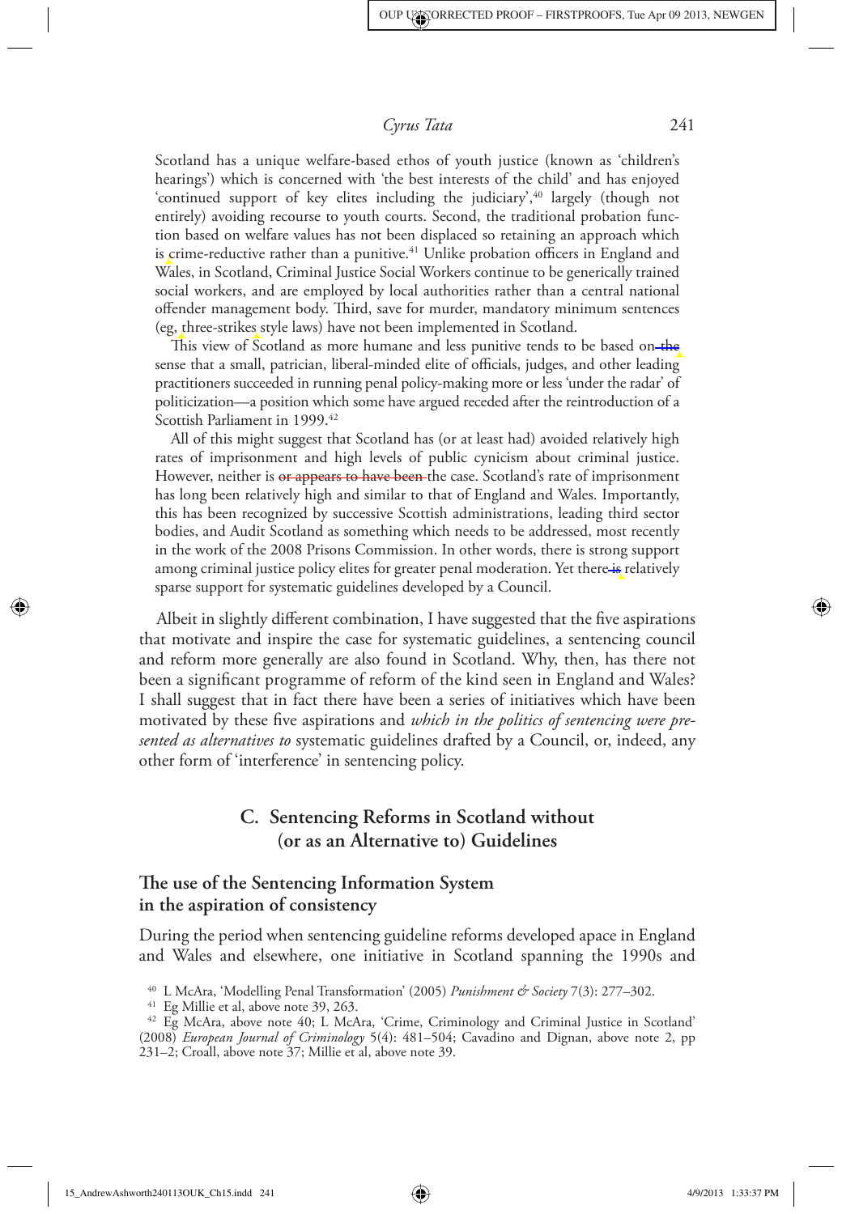Scotland has a unique welfare-based ethos of youth justice (known as 'children's hearings') which is concerned with 'the best interests of the child' and has enjoyed 'continued support of key elites including the judiciary',[40] largely (though not entirely) avoiding recourse to youth courts. Second, the traditional probation function based on welfare values has not been displaced so retaining an approach which is crime-reductive rather than a punitive.[41] Unlike probation officers in England and Wales, in Scotland, Criminal Justice Social Workers continue to be generically trained social workers, and are employed by local authorities rather than a central national offender management body. Third, save for murder, mandatory minimum sentences (eg, three-strikes style laws) have not been implemented in Scotland.

This view of Scotland as more humane and less punitive tends to be based on ~~the~~ sense that a small, patrician, liberal-minded elite of officials, judges, and other leading practitioners succeeded in running penal policy-making more or less 'under the radar' of politicization—a position which some have argued receded after the reintroduction of a Scottish Parliament in 1999.[42]

All of this might suggest that Scotland has (or at least had) avoided relatively high rates of imprisonment and high levels of public cynicism about criminal justice. However, neither is ~~or appears to have been~~ the case. Scotland's rate of imprisonment has long been relatively high and similar to that of England and Wales. Importantly, this has been recognized by successive Scottish administrations, leading third sector bodies, and Audit Scotland as something which needs to be addressed, most recently in the work of the 2008 Prisons Commission. In other words, there is strong support among criminal justice policy elites for greater penal moderation. Yet there ~~is~~ relatively sparse support for systematic guidelines developed by a Council.

Albeit in slightly different combination, I have suggested that the five aspirations that motivate and inspire the case for systematic guidelines, a sentencing council and reform more generally are also found in Scotland. Why, then, has there not been a significant programme of reform of the kind seen in England and Wales? I shall suggest that in fact there have been a series of initiatives which have been motivated by these five aspirations and *which in the politics of sentencing were presented as alternatives to* systematic guidelines drafted by a Council, or, indeed, any other form of 'interference' in sentencing policy.

## C. Sentencing Reforms in Scotland without (or as an Alternative to) Guidelines

### The use of the Sentencing Information System in the aspiration of consistency

During the period when sentencing guideline reforms developed apace in England and Wales and elsewhere, one initiative in Scotland spanning the 1990s and

[40] L McAra, 'Modelling Penal Transformation' (2005) *Punishment & Society* 7(3): 277–302.

[41] Eg Millie et al, above note 39, 263.

[42] Eg McAra, above note 40; L McAra, 'Crime, Criminology and Criminal Justice in Scotland' (2008) *European Journal of Criminology* 5(4): 481–504; Cavadino and Dignan, above note 2, pp 231–2; Croall, above note 37; Millie et al, above note 39.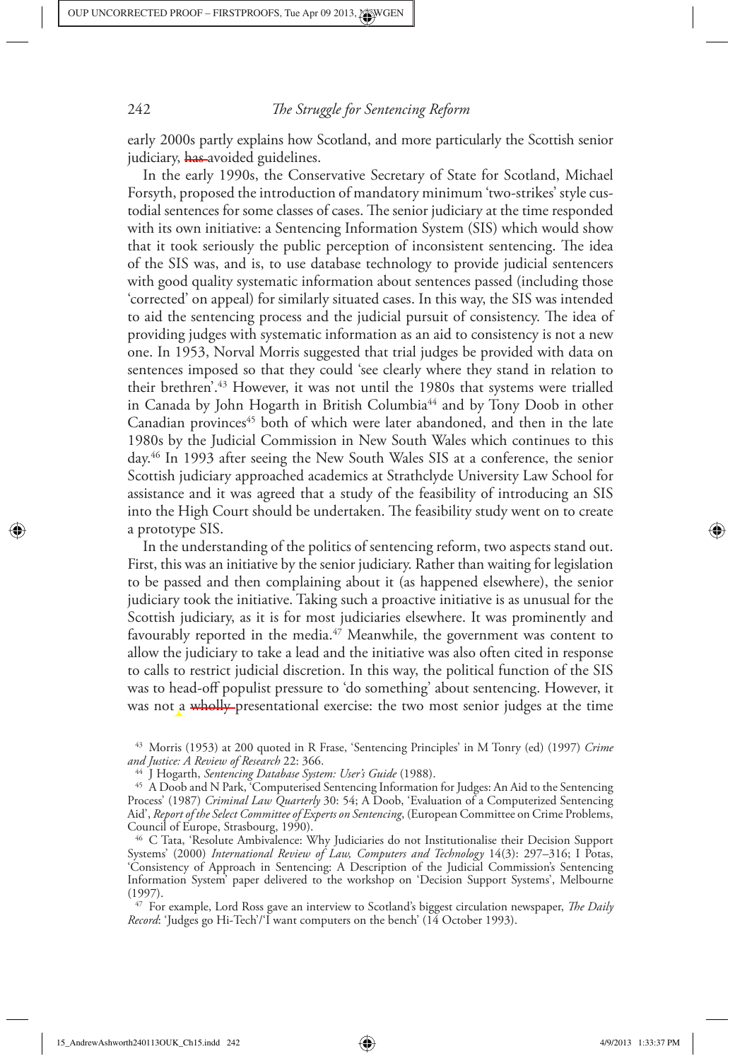early 2000s partly explains how Scotland, and more particularly the Scottish senior judiciary, has avoided guidelines.

In the early 1990s, the Conservative Secretary of State for Scotland, Michael Forsyth, proposed the introduction of mandatory minimum 'two-strikes' style custodial sentences for some classes of cases. The senior judiciary at the time responded with its own initiative: a Sentencing Information System (SIS) which would show that it took seriously the public perception of inconsistent sentencing. The idea of the SIS was, and is, to use database technology to provide judicial sentencers with good quality systematic information about sentences passed (including those 'corrected' on appeal) for similarly situated cases. In this way, the SIS was intended to aid the sentencing process and the judicial pursuit of consistency. The idea of providing judges with systematic information as an aid to consistency is not a new one. In 1953, Norval Morris suggested that trial judges be provided with data on sentences imposed so that they could 'see clearly where they stand in relation to their brethren'.[43] However, it was not until the 1980s that systems were trialled in Canada by John Hogarth in British Columbia[44] and by Tony Doob in other Canadian provinces[45] both of which were later abandoned, and then in the late 1980s by the Judicial Commission in New South Wales which continues to this day.[46] In 1993 after seeing the New South Wales SIS at a conference, the senior Scottish judiciary approached academics at Strathclyde University Law School for assistance and it was agreed that a study of the feasibility of introducing an SIS into the High Court should be undertaken. The feasibility study went on to create a prototype SIS.

In the understanding of the politics of sentencing reform, two aspects stand out. First, this was an initiative by the senior judiciary. Rather than waiting for legislation to be passed and then complaining about it (as happened elsewhere), the senior judiciary took the initiative. Taking such a proactive initiative is as unusual for the Scottish judiciary, as it is for most judiciaries elsewhere. It was prominently and favourably reported in the media.[47] Meanwhile, the government was content to allow the judiciary to take a lead and the initiative was also often cited in response to calls to restrict judicial discretion. In this way, the political function of the SIS was to head-off populist pressure to 'do something' about sentencing. However, it was not a wholly presentational exercise: the two most senior judges at the time

[43] Morris (1953) at 200 quoted in R Frase, 'Sentencing Principles' in M Tonry (ed) (1997) *Crime and Justice: A Review of Research* 22: 366.

[44] J Hogarth, *Sentencing Database System: User's Guide* (1988).

[45] A Doob and N Park, 'Computerised Sentencing Information for Judges: An Aid to the Sentencing Process' (1987) *Criminal Law Quarterly* 30: 54; A Doob, 'Evaluation of a Computerized Sentencing Aid', *Report of the Select Committee of Experts on Sentencing*, (European Committee on Crime Problems, Council of Europe, Strasbourg, 1990).

[46] C Tata, 'Resolute Ambivalence: Why Judiciaries do not Institutionalise their Decision Support Systems' (2000) *International Review of Law, Computers and Technology* 14(3): 297–316; I Potas, 'Consistency of Approach in Sentencing: A Description of the Judicial Commission's Sentencing Information System' paper delivered to the workshop on 'Decision Support Systems', Melbourne (1997).

[47] For example, Lord Ross gave an interview to Scotland's biggest circulation newspaper, *The Daily Record*: 'Judges go Hi-Tech'/'I want computers on the bench' (14 October 1993).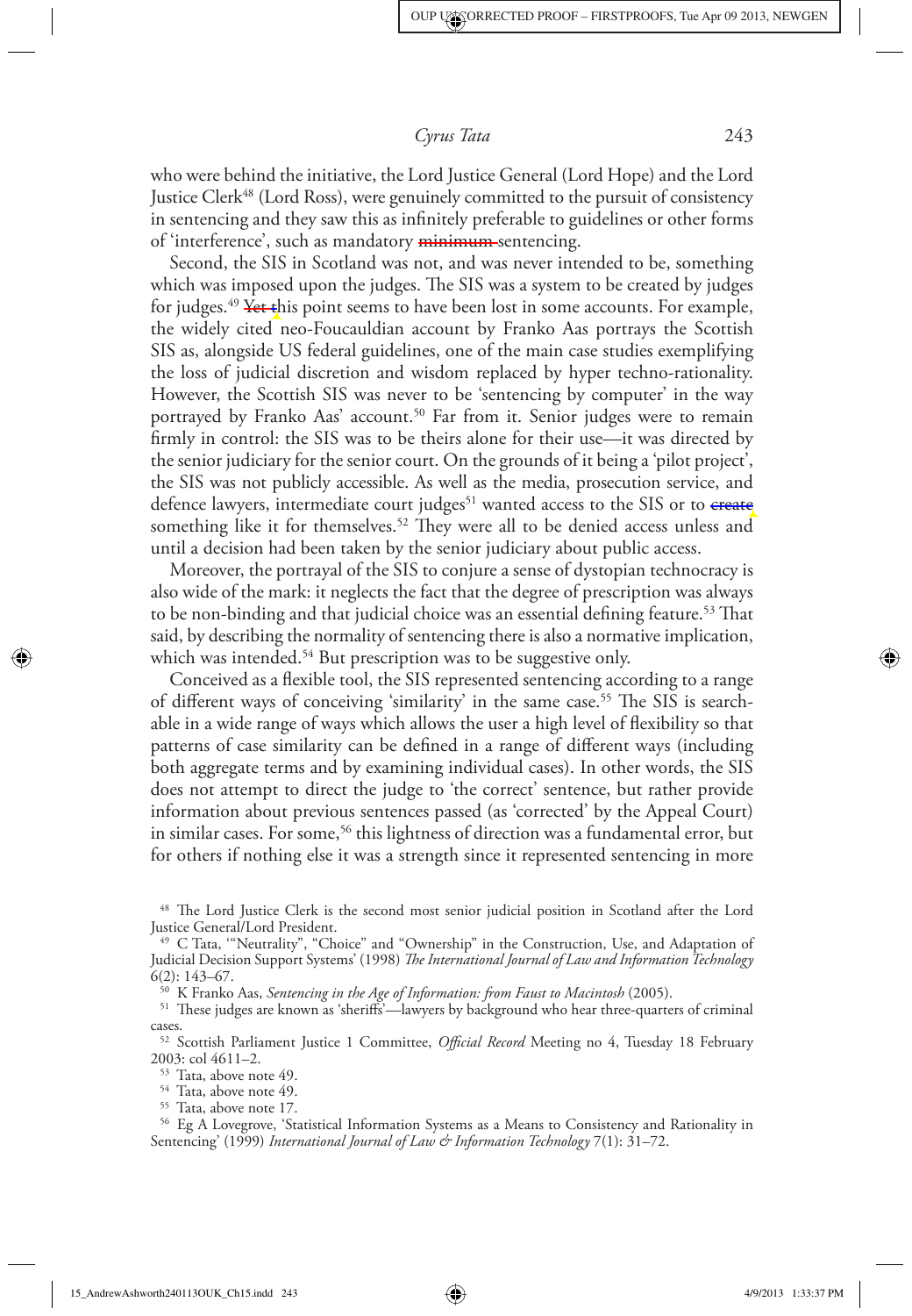who were behind the initiative, the Lord Justice General (Lord Hope) and the Lord Justice Clerk[48] (Lord Ross), were genuinely committed to the pursuit of consistency in sentencing and they saw this as infinitely preferable to guidelines or other forms of 'interference', such as mandatory ~~minimum~~ sentencing.

Second, the SIS in Scotland was not, and was never intended to be, something which was imposed upon the judges. The SIS was a system to be created by judges for judges.[49] ~~Yet t~~his point seems to have been lost in some accounts. For example, the widely cited neo-Foucauldian account by Franko Aas portrays the Scottish SIS as, alongside US federal guidelines, one of the main case studies exemplifying the loss of judicial discretion and wisdom replaced by hyper techno-rationality. However, the Scottish SIS was never to be 'sentencing by computer' in the way portrayed by Franko Aas' account.[50] Far from it. Senior judges were to remain firmly in control: the SIS was to be theirs alone for their use—it was directed by the senior judiciary for the senior court. On the grounds of it being a 'pilot project', the SIS was not publicly accessible. As well as the media, prosecution service, and defence lawyers, intermediate court judges[51] wanted access to the SIS or to ~~create~~ something like it for themselves.[52] They were all to be denied access unless and until a decision had been taken by the senior judiciary about public access.

Moreover, the portrayal of the SIS to conjure a sense of dystopian technocracy is also wide of the mark: it neglects the fact that the degree of prescription was always to be non-binding and that judicial choice was an essential defining feature.[53] That said, by describing the normality of sentencing there is also a normative implication, which was intended.[54] But prescription was to be suggestive only.

Conceived as a flexible tool, the SIS represented sentencing according to a range of different ways of conceiving 'similarity' in the same case.[55] The SIS is searchable in a wide range of ways which allows the user a high level of flexibility so that patterns of case similarity can be defined in a range of different ways (including both aggregate terms and by examining individual cases). In other words, the SIS does not attempt to direct the judge to 'the correct' sentence, but rather provide information about previous sentences passed (as 'corrected' by the Appeal Court) in similar cases. For some,[56] this lightness of direction was a fundamental error, but for others if nothing else it was a strength since it represented sentencing in more

---

[48] The Lord Justice Clerk is the second most senior judicial position in Scotland after the Lord Justice General/Lord President.

[49] C Tata, '"Neutrality", "Choice" and "Ownership" in the Construction, Use, and Adaptation of Judicial Decision Support Systems' (1998) *The International Journal of Law and Information Technology* 6(2): 143–67.

[50] K Franko Aas, *Sentencing in the Age of Information: from Faust to Macintosh* (2005).

[51] These judges are known as 'sheriffs'—lawyers by background who hear three-quarters of criminal cases.

[52] Scottish Parliament Justice 1 Committee, *Official Record* Meeting no 4, Tuesday 18 February 2003: col 4611–2.

[53] Tata, above note 49.

[54] Tata, above note 49.

[55] Tata, above note 17.

[56] Eg A Lovegrove, 'Statistical Information Systems as a Means to Consistency and Rationality in Sentencing' (1999) *International Journal of Law & Information Technology* 7(1): 31–72.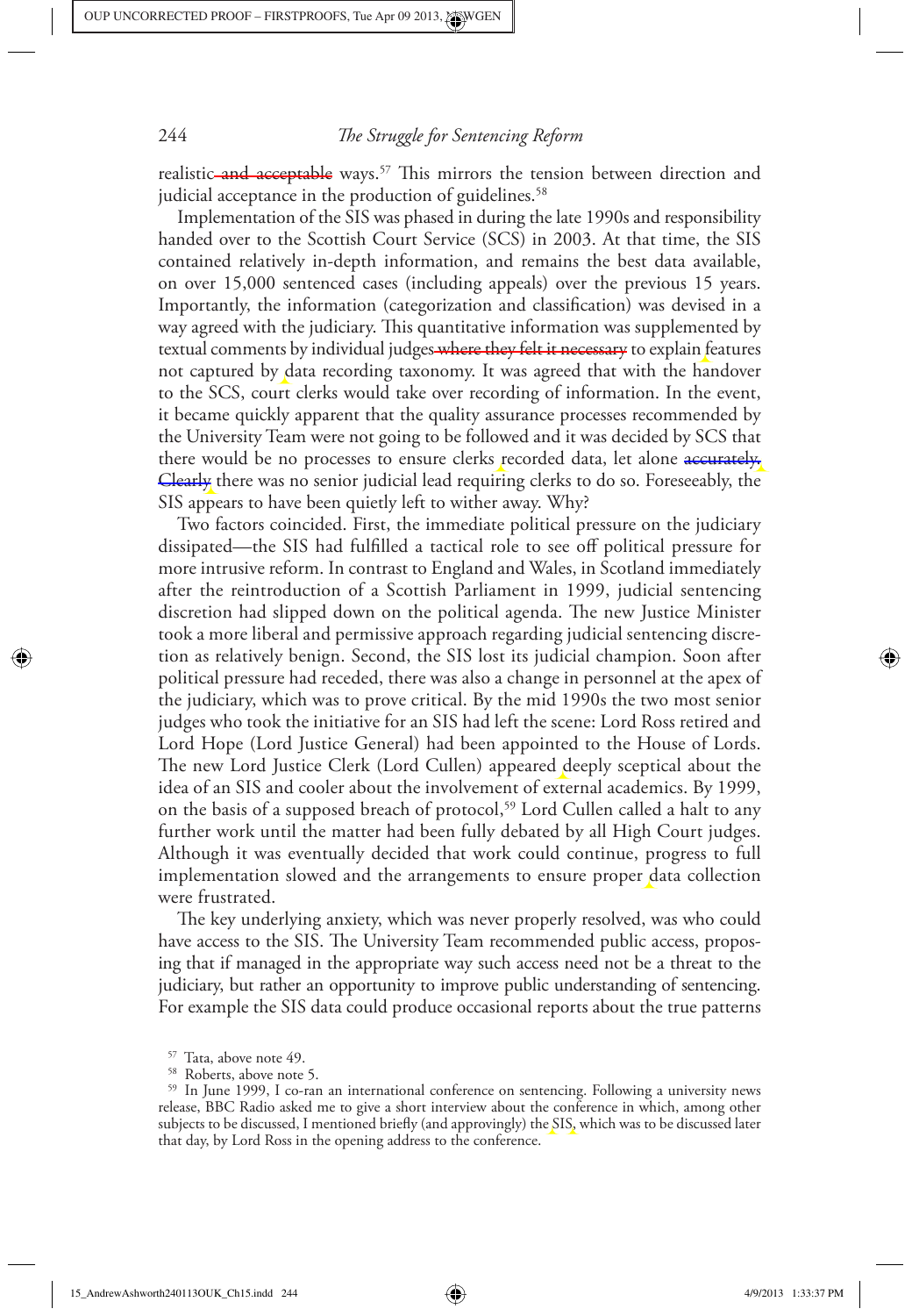realistic~~ and acceptable~~ ways.[57] This mirrors the tension between direction and judicial acceptance in the production of guidelines.[58]

Implementation of the SIS was phased in during the late 1990s and responsibility handed over to the Scottish Court Service (SCS) in 2003. At that time, the SIS contained relatively in-depth information, and remains the best data available, on over 15,000 sentenced cases (including appeals) over the previous 15 years. Importantly, the information (categorization and classification) was devised in a way agreed with the judiciary. This quantitative information was supplemented by textual comments by individual judges~~ where they felt it necessary~~ to explain features not captured by data recording taxonomy. It was agreed that with the handover to the SCS, court clerks would take over recording of information. In the event, it became quickly apparent that the quality assurance processes recommended by the University Team were not going to be followed and it was decided by SCS that there would be no processes to ensure clerks recorded data, let alone ~~accurately. Clearly~~ there was no senior judicial lead requiring clerks to do so. Foreseeably, the SIS appears to have been quietly left to wither away. Why?

Two factors coincided. First, the immediate political pressure on the judiciary dissipated—the SIS had fulfilled a tactical role to see off political pressure for more intrusive reform. In contrast to England and Wales, in Scotland immediately after the reintroduction of a Scottish Parliament in 1999, judicial sentencing discretion had slipped down on the political agenda. The new Justice Minister took a more liberal and permissive approach regarding judicial sentencing discretion as relatively benign. Second, the SIS lost its judicial champion. Soon after political pressure had receded, there was also a change in personnel at the apex of the judiciary, which was to prove critical. By the mid 1990s the two most senior judges who took the initiative for an SIS had left the scene: Lord Ross retired and Lord Hope (Lord Justice General) had been appointed to the House of Lords. The new Lord Justice Clerk (Lord Cullen) appeared deeply sceptical about the idea of an SIS and cooler about the involvement of external academics. By 1999, on the basis of a supposed breach of protocol,[59] Lord Cullen called a halt to any further work until the matter had been fully debated by all High Court judges. Although it was eventually decided that work could continue, progress to full implementation slowed and the arrangements to ensure proper data collection were frustrated.

The key underlying anxiety, which was never properly resolved, was who could have access to the SIS. The University Team recommended public access, proposing that if managed in the appropriate way such access need not be a threat to the judiciary, but rather an opportunity to improve public understanding of sentencing. For example the SIS data could produce occasional reports about the true patterns

[57] Tata, above note 49.

[58] Roberts, above note 5.

[59] In June 1999, I co-ran an international conference on sentencing. Following a university news release, BBC Radio asked me to give a short interview about the conference in which, among other subjects to be discussed, I mentioned briefly (and approvingly) the SIS, which was to be discussed later that day, by Lord Ross in the opening address to the conference.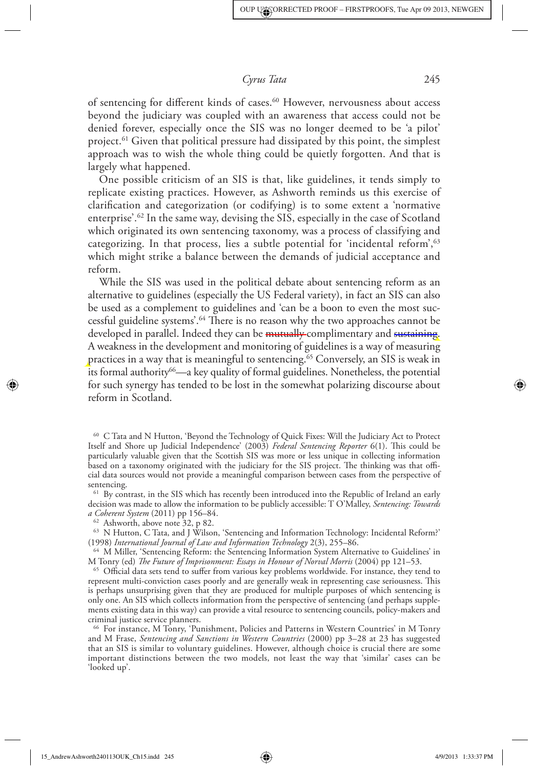of sentencing for different kinds of cases.[60] However, nervousness about access beyond the judiciary was coupled with an awareness that access could not be denied forever, especially once the SIS was no longer deemed to be 'a pilot' project.[61] Given that political pressure had dissipated by this point, the simplest approach was to wish the whole thing could be quietly forgotten. And that is largely what happened.

One possible criticism of an SIS is that, like guidelines, it tends simply to replicate existing practices. However, as Ashworth reminds us this exercise of clarification and categorization (or codifying) is to some extent a 'normative enterprise'.[62] In the same way, devising the SIS, especially in the case of Scotland which originated its own sentencing taxonomy, was a process of classifying and categorizing. In that process, lies a subtle potential for 'incidental reform',[63] which might strike a balance between the demands of judicial acceptance and reform.

While the SIS was used in the political debate about sentencing reform as an alternative to guidelines (especially the US Federal variety), in fact an SIS can also be used as a complement to guidelines and 'can be a boon to even the most successful guideline systems'.[64] There is no reason why the two approaches cannot be developed in parallel. Indeed they can be ~~mutually~~ complimentary and ~~sustaining~~. A weakness in the development and monitoring of guidelines is a way of measuring practices in a way that is meaningful to sentencing.[65] Conversely, an SIS is weak in its formal authority[66]—a key quality of formal guidelines. Nonetheless, the potential for such synergy has tended to be lost in the somewhat polarizing discourse about reform in Scotland.

---

[60] C Tata and N Hutton, 'Beyond the Technology of Quick Fixes: Will the Judiciary Act to Protect Itself and Shore up Judicial Independence' (2003) *Federal Sentencing Reporter* 6(1). This could be particularly valuable given that the Scottish SIS was more or less unique in collecting information based on a taxonomy originated with the judiciary for the SIS project. The thinking was that official data sources would not provide a meaningful comparison between cases from the perspective of sentencing.

[61] By contrast, in the SIS which has recently been introduced into the Republic of Ireland an early decision was made to allow the information to be publicly accessible: T O'Malley, *Sentencing: Towards a Coherent System* (2011) pp 156–84.

[62] Ashworth, above note 32, p 82.

[63] N Hutton, C Tata, and J Wilson, 'Sentencing and Information Technology: Incidental Reform?' (1998) *International Journal of Law and Information Technology* 2(3), 255–86.

[64] M Miller, 'Sentencing Reform: the Sentencing Information System Alternative to Guidelines' in M Tonry (ed) *The Future of Imprisonment: Essays in Honour of Norval Morris* (2004) pp 121–53.

[65] Official data sets tend to suffer from various key problems worldwide. For instance, they tend to represent multi-conviction cases poorly and are generally weak in representing case seriousness. This is perhaps unsurprising given that they are produced for multiple purposes of which sentencing is only one. An SIS which collects information from the perspective of sentencing (and perhaps supplements existing data in this way) can provide a vital resource to sentencing councils, policy-makers and criminal justice service planners.

[66] For instance, M Tonry, 'Punishment, Policies and Patterns in Western Countries' in M Tonry and M Frase, *Sentencing and Sanctions in Western Countries* (2000) pp 3–28 at 23 has suggested that an SIS is similar to voluntary guidelines. However, although choice is crucial there are some important distinctions between the two models, not least the way that 'similar' cases can be 'looked up'.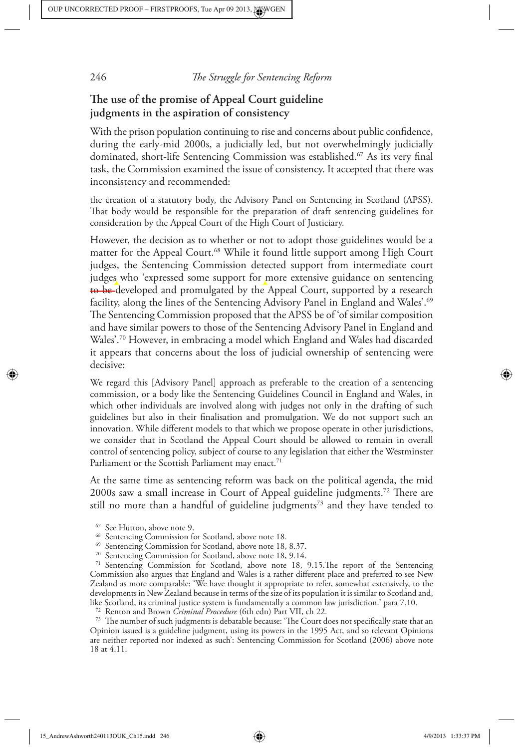## The use of the promise of Appeal Court guideline judgments in the aspiration of consistency

With the prison population continuing to rise and concerns about public confidence, during the early-mid 2000s, a judicially led, but not overwhelmingly judicially dominated, short-life Sentencing Commission was established.[67] As its very final task, the Commission examined the issue of consistency. It accepted that there was inconsistency and recommended:

> the creation of a statutory body, the Advisory Panel on Sentencing in Scotland (APSS). That body would be responsible for the preparation of draft sentencing guidelines for consideration by the Appeal Court of the High Court of Justiciary.

However, the decision as to whether or not to adopt those guidelines would be a matter for the Appeal Court.[68] While it found little support among High Court judges, the Sentencing Commission detected support from intermediate court judges who 'expressed some support for more extensive guidance on sentencing to be developed and promulgated by the Appeal Court, supported by a research facility, along the lines of the Sentencing Advisory Panel in England and Wales'.[69] The Sentencing Commission proposed that the APSS be of 'of similar composition and have similar powers to those of the Sentencing Advisory Panel in England and Wales'.[70] However, in embracing a model which England and Wales had discarded it appears that concerns about the loss of judicial ownership of sentencing were decisive:

> We regard this [Advisory Panel] approach as preferable to the creation of a sentencing commission, or a body like the Sentencing Guidelines Council in England and Wales, in which other individuals are involved along with judges not only in the drafting of such guidelines but also in their finalisation and promulgation. We do not support such an innovation. While different models to that which we propose operate in other jurisdictions, we consider that in Scotland the Appeal Court should be allowed to remain in overall control of sentencing policy, subject of course to any legislation that either the Westminster Parliament or the Scottish Parliament may enact.[71]

At the same time as sentencing reform was back on the political agenda, the mid 2000s saw a small increase in Court of Appeal guideline judgments.[72] There are still no more than a handful of guideline judgments[73] and they have tended to

---

[67] See Hutton, above note 9.

[68] Sentencing Commission for Scotland, above note 18.

[69] Sentencing Commission for Scotland, above note 18, 8.37.

[70] Sentencing Commission for Scotland, above note 18, 9.14.

[71] Sentencing Commission for Scotland, above note 18, 9.15.The report of the Sentencing Commission also argues that England and Wales is a rather different place and preferred to see New Zealand as more comparable: 'We have thought it appropriate to refer, somewhat extensively, to the developments in New Zealand because in terms of the size of its population it is similar to Scotland and, like Scotland, its criminal justice system is fundamentally a common law jurisdiction.' para 7.10.

[72] Renton and Brown *Criminal Procedure* (6th edn) Part VII, ch 22.

[73] The number of such judgments is debatable because: 'The Court does not specifically state that an Opinion issued is a guideline judgment, using its powers in the 1995 Act, and so relevant Opinions are neither reported nor indexed as such': Sentencing Commission for Scotland (2006) above note 18 at 4.11.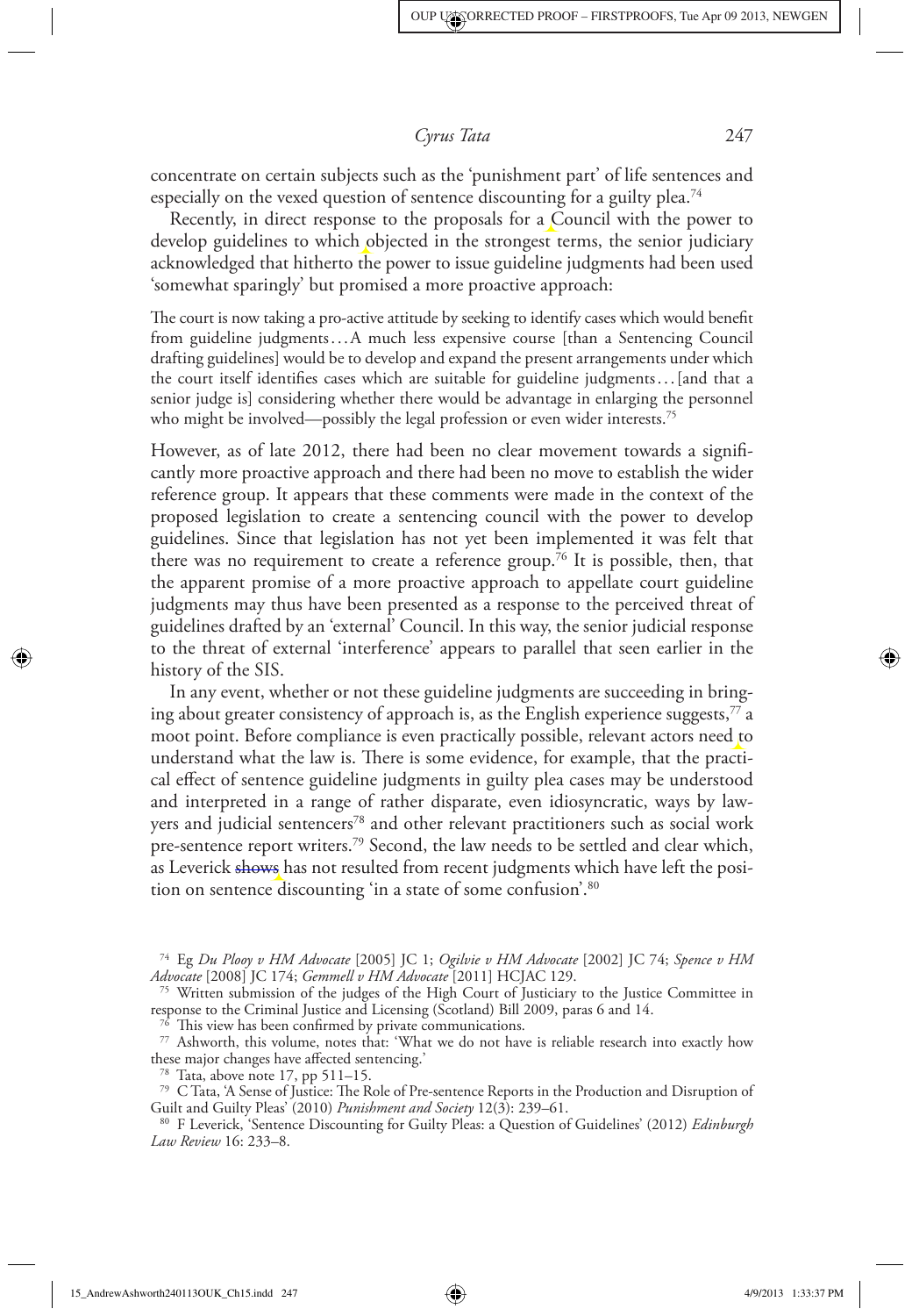concentrate on certain subjects such as the 'punishment part' of life sentences and especially on the vexed question of sentence discounting for a guilty plea.[74]

Recently, in direct response to the proposals for a Council with the power to develop guidelines to which objected in the strongest terms, the senior judiciary acknowledged that hitherto the power to issue guideline judgments had been used 'somewhat sparingly' but promised a more proactive approach:

> The court is now taking a pro-active attitude by seeking to identify cases which would benefit from guideline judgments . . . A much less expensive course [than a Sentencing Council drafting guidelines] would be to develop and expand the present arrangements under which the court itself identifies cases which are suitable for guideline judgments . . . [and that a senior judge is] considering whether there would be advantage in enlarging the personnel who might be involved—possibly the legal profession or even wider interests.[75]

However, as of late 2012, there had been no clear movement towards a significantly more proactive approach and there had been no move to establish the wider reference group. It appears that these comments were made in the context of the proposed legislation to create a sentencing council with the power to develop guidelines. Since that legislation has not yet been implemented it was felt that there was no requirement to create a reference group.[76] It is possible, then, that the apparent promise of a more proactive approach to appellate court guideline judgments may thus have been presented as a response to the perceived threat of guidelines drafted by an 'external' Council. In this way, the senior judicial response to the threat of external 'interference' appears to parallel that seen earlier in the history of the SIS.

In any event, whether or not these guideline judgments are succeeding in bringing about greater consistency of approach is, as the English experience suggests,[77] a moot point. Before compliance is even practically possible, relevant actors need to understand what the law is. There is some evidence, for example, that the practical effect of sentence guideline judgments in guilty plea cases may be understood and interpreted in a range of rather disparate, even idiosyncratic, ways by lawyers and judicial sentencers[78] and other relevant practitioners such as social work pre-sentence report writers.[79] Second, the law needs to be settled and clear which, as Leverick ~~shows~~ has not resulted from recent judgments which have left the position on sentence discounting 'in a state of some confusion'.[80]

---

[74] Eg *Du Plooy v HM Advocate* [2005] JC 1; *Ogilvie v HM Advocate* [2002] JC 74; *Spence v HM Advocate* [2008] JC 174; *Gemmell v HM Advocate* [2011] HCJAC 129.

[75] Written submission of the judges of the High Court of Justiciary to the Justice Committee in response to the Criminal Justice and Licensing (Scotland) Bill 2009, paras 6 and 14.

[76] This view has been confirmed by private communications.

[77] Ashworth, this volume, notes that: 'What we do not have is reliable research into exactly how these major changes have affected sentencing.'

[78] Tata, above note 17, pp 511–15.

[79] C Tata, 'A Sense of Justice: The Role of Pre-sentence Reports in the Production and Disruption of Guilt and Guilty Pleas' (2010) *Punishment and Society* 12(3): 239–61.

[80] F Leverick, 'Sentence Discounting for Guilty Pleas: a Question of Guidelines' (2012) *Edinburgh Law Review* 16: 233–8.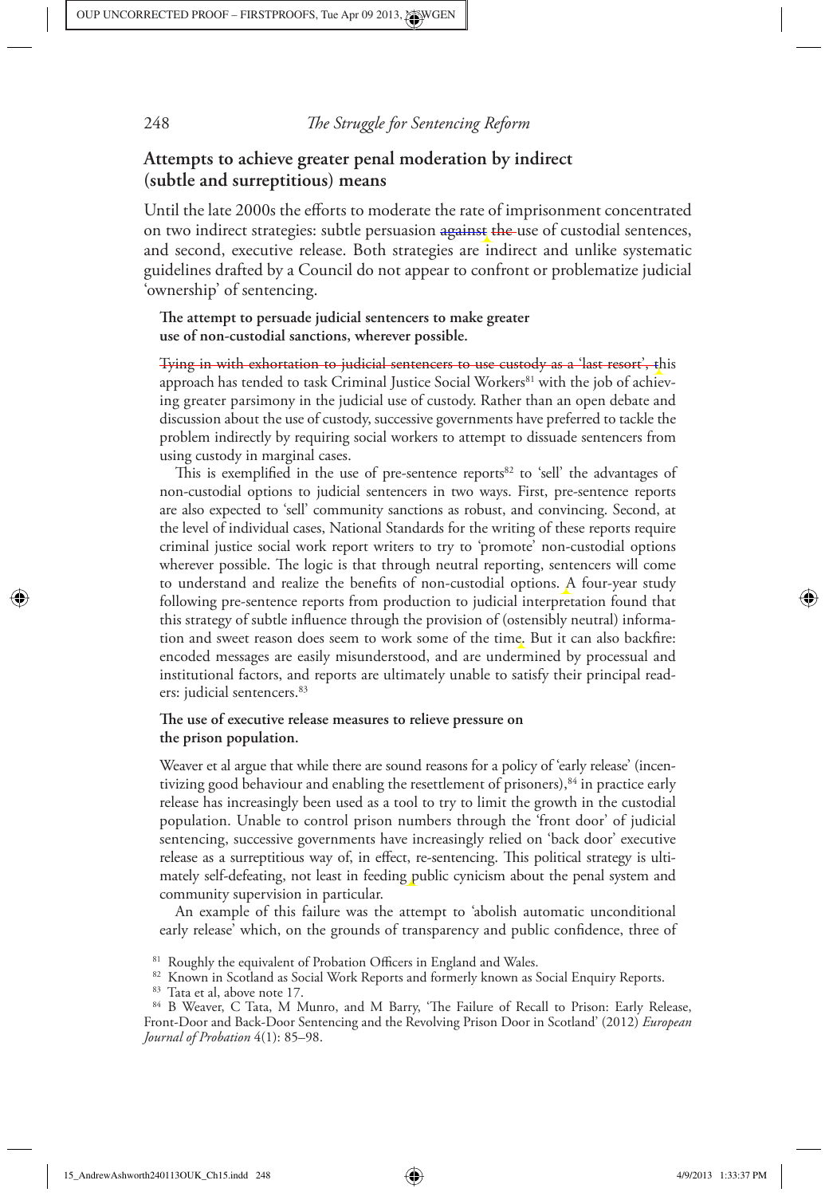## Attempts to achieve greater penal moderation by indirect (subtle and surreptitious) means

Until the late 2000s the efforts to moderate the rate of imprisonment concentrated on two indirect strategies: subtle persuasion ~~against the~~ use of custodial sentences, and second, executive release. Both strategies are indirect and unlike systematic guidelines drafted by a Council do not appear to confront or problematize judicial 'ownership' of sentencing.

### The attempt to persuade judicial sentencers to make greater use of non-custodial sanctions, wherever possible.

~~Tying in with exhortation to judicial sentencers to use custody as a 'last resort', t~~his approach has tended to task Criminal Justice Social Workers[81] with the job of achieving greater parsimony in the judicial use of custody. Rather than an open debate and discussion about the use of custody, successive governments have preferred to tackle the problem indirectly by requiring social workers to attempt to dissuade sentencers from using custody in marginal cases.

This is exemplified in the use of pre-sentence reports[82] to 'sell' the advantages of non-custodial options to judicial sentencers in two ways. First, pre-sentence reports are also expected to 'sell' community sanctions as robust, and convincing. Second, at the level of individual cases, National Standards for the writing of these reports require criminal justice social work report writers to try to 'promote' non-custodial options wherever possible. The logic is that through neutral reporting, sentencers will come to understand and realize the benefits of non-custodial options. A four-year study following pre-sentence reports from production to judicial interpretation found that this strategy of subtle influence through the provision of (ostensibly neutral) information and sweet reason does seem to work some of the time. But it can also backfire: encoded messages are easily misunderstood, and are undermined by processual and institutional factors, and reports are ultimately unable to satisfy their principal readers: judicial sentencers.[83]

### The use of executive release measures to relieve pressure on the prison population.

Weaver et al argue that while there are sound reasons for a policy of 'early release' (incentivizing good behaviour and enabling the resettlement of prisoners),[84] in practice early release has increasingly been used as a tool to try to limit the growth in the custodial population. Unable to control prison numbers through the 'front door' of judicial sentencing, successive governments have increasingly relied on 'back door' executive release as a surreptitious way of, in effect, re-sentencing. This political strategy is ultimately self-defeating, not least in feeding public cynicism about the penal system and community supervision in particular.

An example of this failure was the attempt to 'abolish automatic unconditional early release' which, on the grounds of transparency and public confidence, three of

---

[81] Roughly the equivalent of Probation Officers in England and Wales.

[82] Known in Scotland as Social Work Reports and formerly known as Social Enquiry Reports.

[83] Tata et al, above note 17.

[84] B Weaver, C Tata, M Munro, and M Barry, 'The Failure of Recall to Prison: Early Release, Front-Door and Back-Door Sentencing and the Revolving Prison Door in Scotland' (2012) *European Journal of Probation* 4(1): 85–98.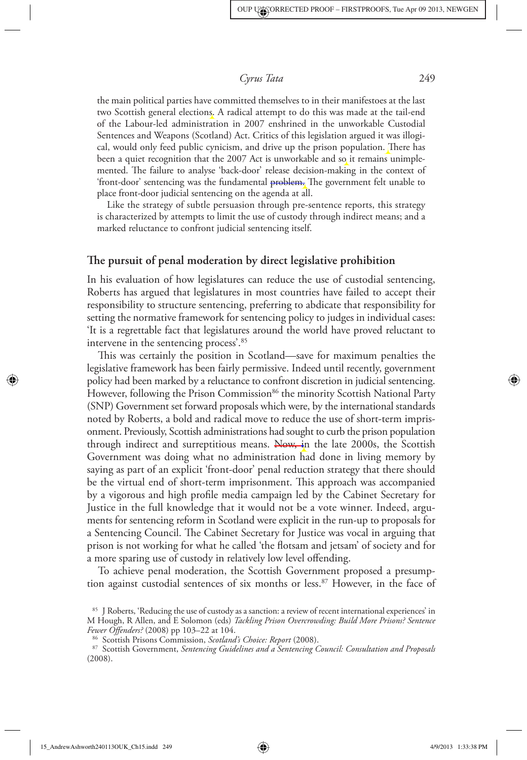the main political parties have committed themselves to in their manifestoes at the last two Scottish general elections. A radical attempt to do this was made at the tail-end of the Labour-led administration in 2007 enshrined in the unworkable Custodial Sentences and Weapons (Scotland) Act. Critics of this legislation argued it was illogical, would only feed public cynicism, and drive up the prison population. There has been a quiet recognition that the 2007 Act is unworkable and so it remains unimplemented. The failure to analyse 'back-door' release decision-making in the context of 'front-door' sentencing was the fundamental ~~problem.~~ The government felt unable to place front-door judicial sentencing on the agenda at all.

Like the strategy of subtle persuasion through pre-sentence reports, this strategy is characterized by attempts to limit the use of custody through indirect means; and a marked reluctance to confront judicial sentencing itself.

## The pursuit of penal moderation by direct legislative prohibition

In his evaluation of how legislatures can reduce the use of custodial sentencing, Roberts has argued that legislatures in most countries have failed to accept their responsibility to structure sentencing, preferring to abdicate that responsibility for setting the normative framework for sentencing policy to judges in individual cases: 'It is a regrettable fact that legislatures around the world have proved reluctant to intervene in the sentencing process'.[85]

This was certainly the position in Scotland—save for maximum penalties the legislative framework has been fairly permissive. Indeed until recently, government policy had been marked by a reluctance to confront discretion in judicial sentencing. However, following the Prison Commission[86] the minority Scottish National Party (SNP) Government set forward proposals which were, by the international standards noted by Roberts, a bold and radical move to reduce the use of short-term imprisonment. Previously, Scottish administrations had sought to curb the prison population through indirect and surreptitious means. ~~Now,~~ in the late 2000s, the Scottish Government was doing what no administration had done in living memory by saying as part of an explicit 'front-door' penal reduction strategy that there should be the virtual end of short-term imprisonment. This approach was accompanied by a vigorous and high profile media campaign led by the Cabinet Secretary for Justice in the full knowledge that it would not be a vote winner. Indeed, arguments for sentencing reform in Scotland were explicit in the run-up to proposals for a Sentencing Council. The Cabinet Secretary for Justice was vocal in arguing that prison is not working for what he called 'the flotsam and jetsam' of society and for a more sparing use of custody in relatively low level offending.

To achieve penal moderation, the Scottish Government proposed a presumption against custodial sentences of six months or less.[87] However, in the face of

[85] J Roberts, 'Reducing the use of custody as a sanction: a review of recent international experiences' in M Hough, R Allen, and E Solomon (eds) *Tackling Prison Overcrowding: Build More Prisons? Sentence Fewer Offenders?* (2008) pp 103–22 at 104.

[86] Scottish Prisons Commission, *Scotland's Choice: Report* (2008).

[87] Scottish Government, *Sentencing Guidelines and a Sentencing Council: Consultation and Proposals* (2008).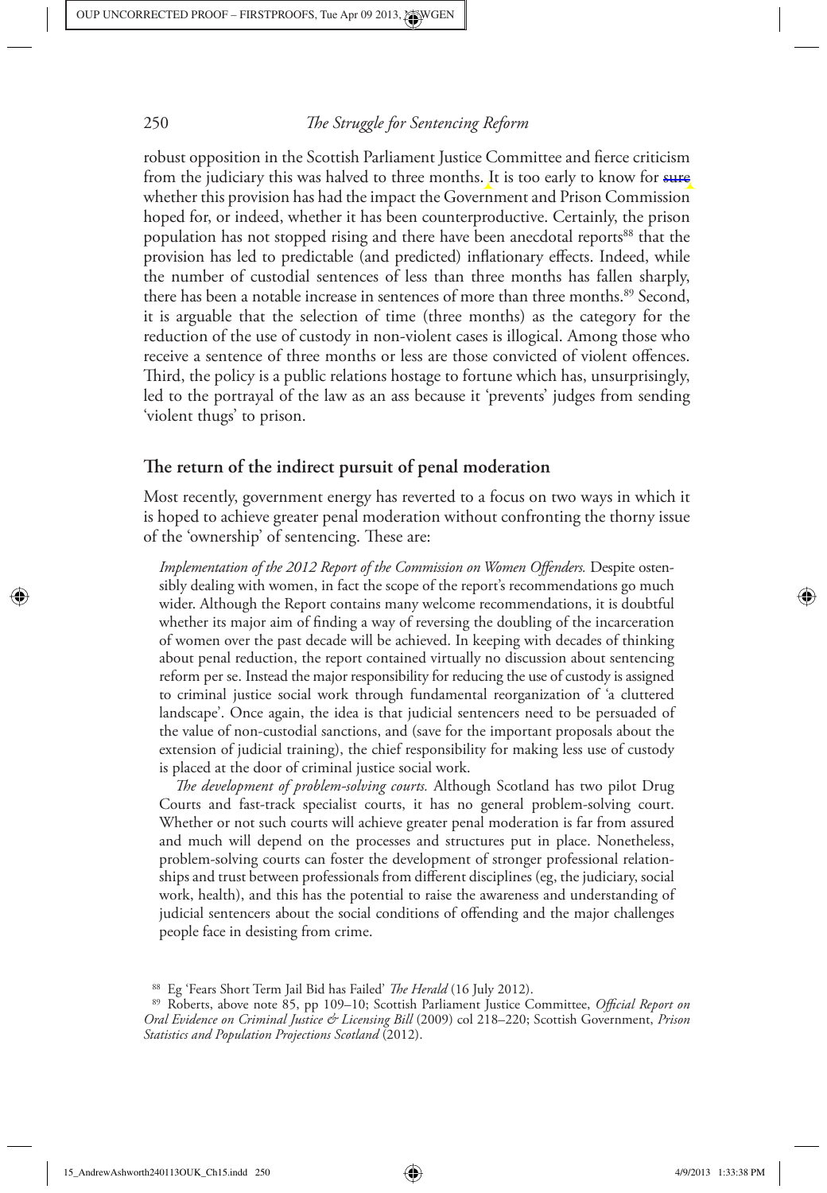robust opposition in the Scottish Parliament Justice Committee and fierce criticism from the judiciary this was halved to three months. It is too early to know for sure whether this provision has had the impact the Government and Prison Commission hoped for, or indeed, whether it has been counterproductive. Certainly, the prison population has not stopped rising and there have been anecdotal reports[88] that the provision has led to predictable (and predicted) inflationary effects. Indeed, while the number of custodial sentences of less than three months has fallen sharply, there has been a notable increase in sentences of more than three months.[89] Second, it is arguable that the selection of time (three months) as the category for the reduction of the use of custody in non-violent cases is illogical. Among those who receive a sentence of three months or less are those convicted of violent offences. Third, the policy is a public relations hostage to fortune which has, unsurprisingly, led to the portrayal of the law as an ass because it 'prevents' judges from sending 'violent thugs' to prison.

## The return of the indirect pursuit of penal moderation

Most recently, government energy has reverted to a focus on two ways in which it is hoped to achieve greater penal moderation without confronting the thorny issue of the 'ownership' of sentencing. These are:

*Implementation of the 2012 Report of the Commission on Women Offenders.* Despite ostensibly dealing with women, in fact the scope of the report's recommendations go much wider. Although the Report contains many welcome recommendations, it is doubtful whether its major aim of finding a way of reversing the doubling of the incarceration of women over the past decade will be achieved. In keeping with decades of thinking about penal reduction, the report contained virtually no discussion about sentencing reform per se. Instead the major responsibility for reducing the use of custody is assigned to criminal justice social work through fundamental reorganization of 'a cluttered landscape'. Once again, the idea is that judicial sentencers need to be persuaded of the value of non-custodial sanctions, and (save for the important proposals about the extension of judicial training), the chief responsibility for making less use of custody is placed at the door of criminal justice social work.

*The development of problem-solving courts.* Although Scotland has two pilot Drug Courts and fast-track specialist courts, it has no general problem-solving court. Whether or not such courts will achieve greater penal moderation is far from assured and much will depend on the processes and structures put in place. Nonetheless, problem-solving courts can foster the development of stronger professional relationships and trust between professionals from different disciplines (eg, the judiciary, social work, health), and this has the potential to raise the awareness and understanding of judicial sentencers about the social conditions of offending and the major challenges people face in desisting from crime.

[88] Eg 'Fears Short Term Jail Bid has Failed' *The Herald* (16 July 2012).

[89] Roberts, above note 85, pp 109–10; Scottish Parliament Justice Committee, *Official Report on Oral Evidence on Criminal Justice & Licensing Bill* (2009) col 218–220; Scottish Government, *Prison Statistics and Population Projections Scotland* (2012).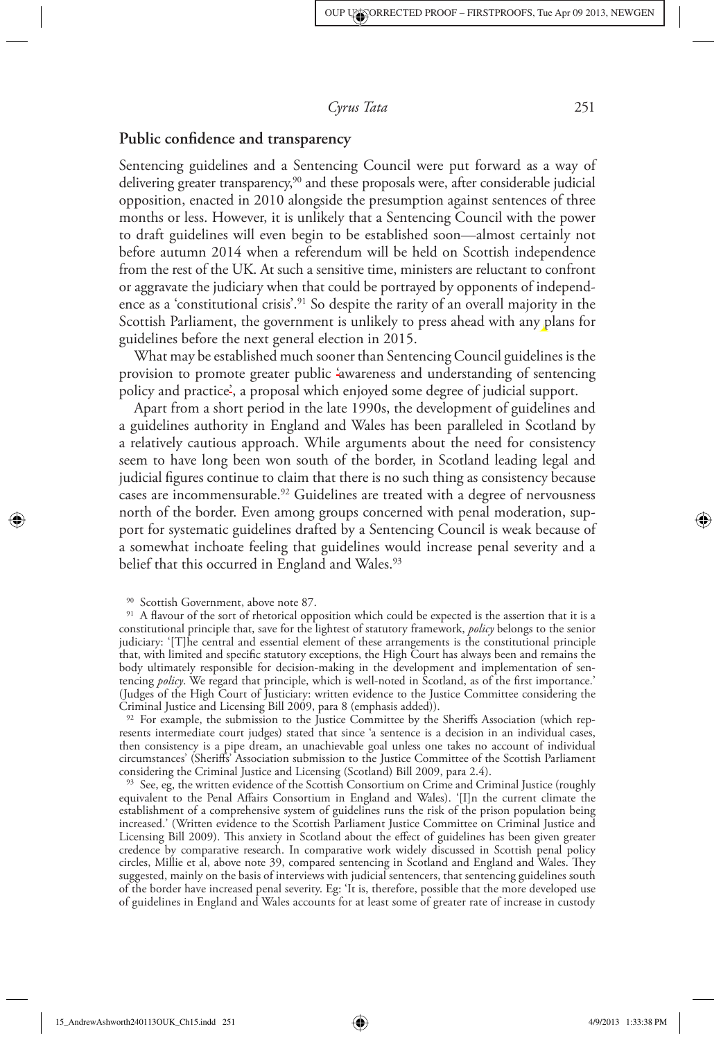## Public confidence and transparency

Sentencing guidelines and a Sentencing Council were put forward as a way of delivering greater transparency,[90] and these proposals were, after considerable judicial opposition, enacted in 2010 alongside the presumption against sentences of three months or less. However, it is unlikely that a Sentencing Council with the power to draft guidelines will even begin to be established soon—almost certainly not before autumn 2014 when a referendum will be held on Scottish independence from the rest of the UK. At such a sensitive time, ministers are reluctant to confront or aggravate the judiciary when that could be portrayed by opponents of independence as a 'constitutional crisis'.[91] So despite the rarity of an overall majority in the Scottish Parliament, the government is unlikely to press ahead with any plans for guidelines before the next general election in 2015.

What may be established much sooner than Sentencing Council guidelines is the provision to promote greater public 'awareness and understanding of sentencing policy and practice', a proposal which enjoyed some degree of judicial support.

Apart from a short period in the late 1990s, the development of guidelines and a guidelines authority in England and Wales has been paralleled in Scotland by a relatively cautious approach. While arguments about the need for consistency seem to have long been won south of the border, in Scotland leading legal and judicial figures continue to claim that there is no such thing as consistency because cases are incommensurable.[92] Guidelines are treated with a degree of nervousness north of the border. Even among groups concerned with penal moderation, support for systematic guidelines drafted by a Sentencing Council is weak because of a somewhat inchoate feeling that guidelines would increase penal severity and a belief that this occurred in England and Wales.[93]

[90] Scottish Government, above note 87.

[91] A flavour of the sort of rhetorical opposition which could be expected is the assertion that it is a constitutional principle that, save for the lightest of statutory framework, *policy* belongs to the senior judiciary: '[T]he central and essential element of these arrangements is the constitutional principle that, with limited and specific statutory exceptions, the High Court has always been and remains the body ultimately responsible for decision-making in the development and implementation of sentencing *policy*. We regard that principle, which is well-noted in Scotland, as of the first importance.' (Judges of the High Court of Justiciary: written evidence to the Justice Committee considering the Criminal Justice and Licensing Bill 2009, para 8 (emphasis added)).

[92] For example, the submission to the Justice Committee by the Sheriffs Association (which represents intermediate court judges) stated that since 'a sentence is a decision in an individual cases, then consistency is a pipe dream, an unachievable goal unless one takes no account of individual circumstances' (Sheriffs' Association submission to the Justice Committee of the Scottish Parliament considering the Criminal Justice and Licensing (Scotland) Bill 2009, para 2.4).

[93] See, eg, the written evidence of the Scottish Consortium on Crime and Criminal Justice (roughly equivalent to the Penal Affairs Consortium in England and Wales). '[I]n the current climate the establishment of a comprehensive system of guidelines runs the risk of the prison population being increased.' (Written evidence to the Scottish Parliament Justice Committee on Criminal Justice and Licensing Bill 2009). This anxiety in Scotland about the effect of guidelines has been given greater credence by comparative research. In comparative work widely discussed in Scottish penal policy circles, Millie et al, above note 39, compared sentencing in Scotland and England and Wales. They suggested, mainly on the basis of interviews with judicial sentencers, that sentencing guidelines south of the border have increased penal severity. Eg: 'It is, therefore, possible that the more developed use of guidelines in England and Wales accounts for at least some of greater rate of increase in custody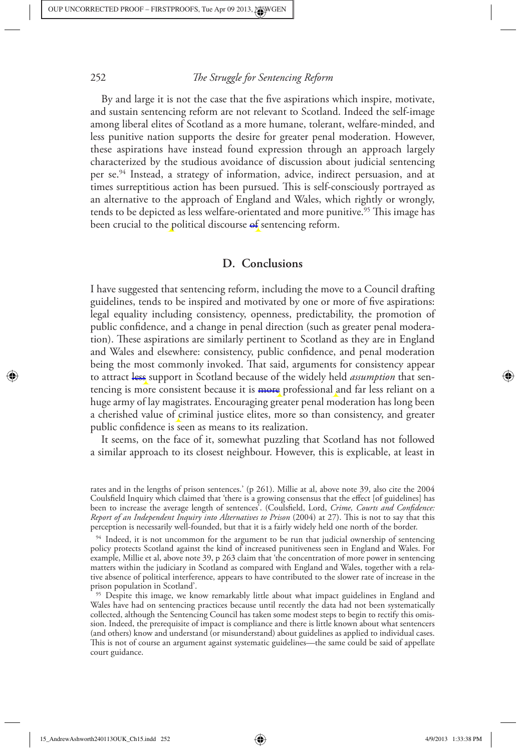By and large it is not the case that the five aspirations which inspire, motivate, and sustain sentencing reform are not relevant to Scotland. Indeed the self-image among liberal elites of Scotland as a more humane, tolerant, welfare-minded, and less punitive nation supports the desire for greater penal moderation. However, these aspirations have instead found expression through an approach largely characterized by the studious avoidance of discussion about judicial sentencing per se.[94] Instead, a strategy of information, advice, indirect persuasion, and at times surreptitious action has been pursued. This is self-consciously portrayed as an alternative to the approach of England and Wales, which rightly or wrongly, tends to be depicted as less welfare-orientated and more punitive.[95] This image has been crucial to the political discourse of sentencing reform.

## D. Conclusions

I have suggested that sentencing reform, including the move to a Council drafting guidelines, tends to be inspired and motivated by one or more of five aspirations: legal equality including consistency, openness, predictability, the promotion of public confidence, and a change in penal direction (such as greater penal moderation). These aspirations are similarly pertinent to Scotland as they are in England and Wales and elsewhere: consistency, public confidence, and penal moderation being the most commonly invoked. That said, arguments for consistency appear to attract less support in Scotland because of the widely held *assumption* that sentencing is more consistent because it is more professional and far less reliant on a huge army of lay magistrates. Encouraging greater penal moderation has long been a cherished value of criminal justice elites, more so than consistency, and greater public confidence is seen as means to its realization.

It seems, on the face of it, somewhat puzzling that Scotland has not followed a similar approach to its closest neighbour. However, this is explicable, at least in

---

rates and in the lengths of prison sentences.' (p 261). Millie at al, above note 39, also cite the 2004 Coulsfield Inquiry which claimed that 'there is a growing consensus that the effect [of guidelines] has been to increase the average length of sentences'. (Coulsfield, Lord, *Crime, Courts and Confidence: Report of an Independent Inquiry into Alternatives to Prison* (2004) at 27). This is not to say that this perception is necessarily well-founded, but that it is a fairly widely held one north of the border.

[94] Indeed, it is not uncommon for the argument to be run that judicial ownership of sentencing policy protects Scotland against the kind of increased punitiveness seen in England and Wales. For example, Millie et al, above note 39, p 263 claim that 'the concentration of more power in sentencing matters within the judiciary in Scotland as compared with England and Wales, together with a relative absence of political interference, appears to have contributed to the slower rate of increase in the prison population in Scotland'.

[95] Despite this image, we know remarkably little about what impact guidelines in England and Wales have had on sentencing practices because until recently the data had not been systematically collected, although the Sentencing Council has taken some modest steps to begin to rectify this omission. Indeed, the prerequisite of impact is compliance and there is little known about what sentencers (and others) know and understand (or misunderstand) about guidelines as applied to individual cases. This is not of course an argument against systematic guidelines—the same could be said of appellate court guidance.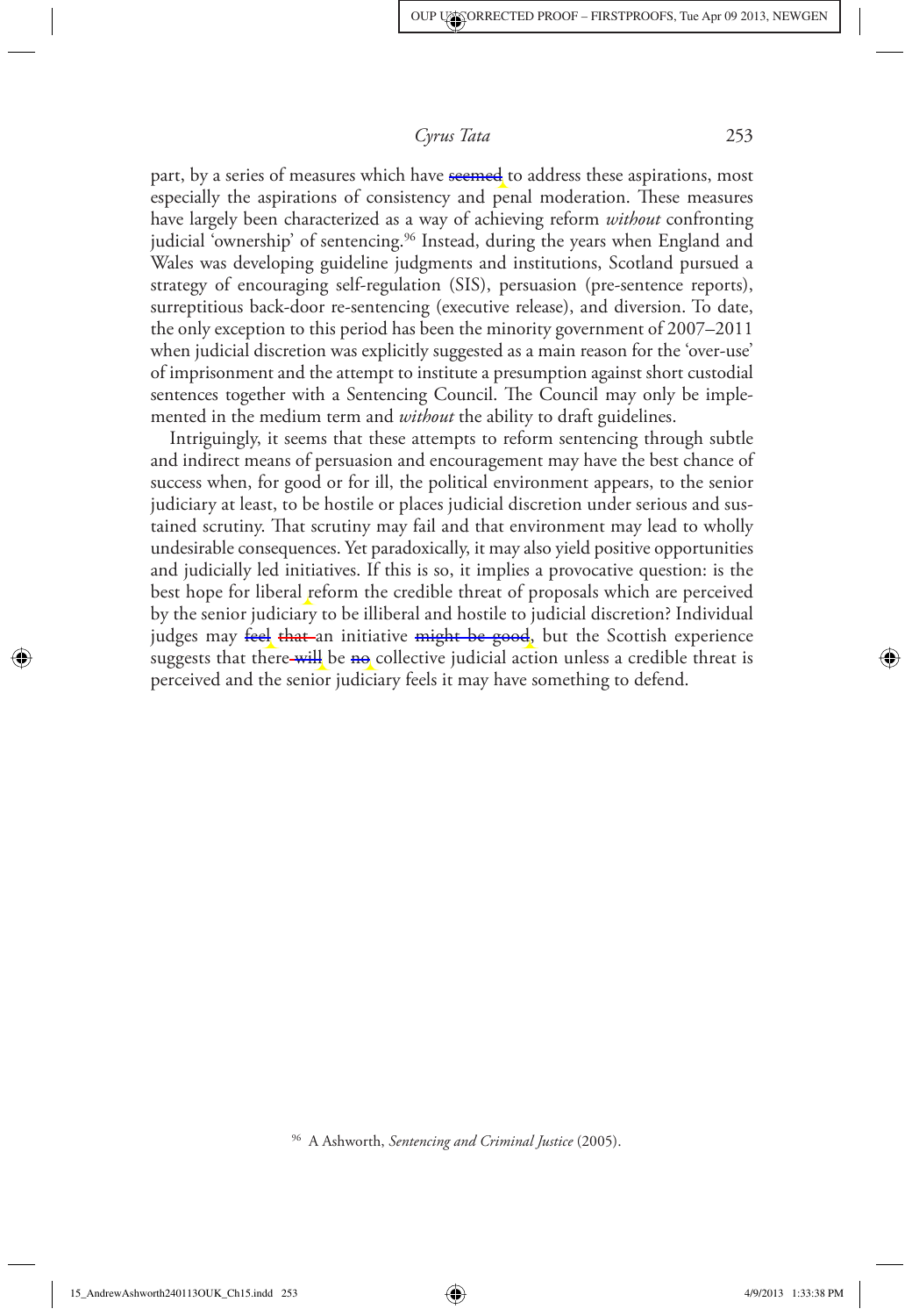part, by a series of measures which have seemed to address these aspirations, most especially the aspirations of consistency and penal moderation. These measures have largely been characterized as a way of achieving reform *without* confronting judicial 'ownership' of sentencing.[96] Instead, during the years when England and Wales was developing guideline judgments and institutions, Scotland pursued a strategy of encouraging self-regulation (SIS), persuasion (pre-sentence reports), surreptitious back-door re-sentencing (executive release), and diversion. To date, the only exception to this period has been the minority government of 2007–2011 when judicial discretion was explicitly suggested as a main reason for the 'over-use' of imprisonment and the attempt to institute a presumption against short custodial sentences together with a Sentencing Council. The Council may only be implemented in the medium term and *without* the ability to draft guidelines.

Intriguingly, it seems that these attempts to reform sentencing through subtle and indirect means of persuasion and encouragement may have the best chance of success when, for good or for ill, the political environment appears, to the senior judiciary at least, to be hostile or places judicial discretion under serious and sustained scrutiny. That scrutiny may fail and that environment may lead to wholly undesirable consequences. Yet paradoxically, it may also yield positive opportunities and judicially led initiatives. If this is so, it implies a provocative question: is the best hope for liberal reform the credible threat of proposals which are perceived by the senior judiciary to be illiberal and hostile to judicial discretion? Individual judges may feel that an initiative might be good, but the Scottish experience suggests that there will be no collective judicial action unless a credible threat is perceived and the senior judiciary feels it may have something to defend.

[96] A Ashworth, *Sentencing and Criminal Justice* (2005).